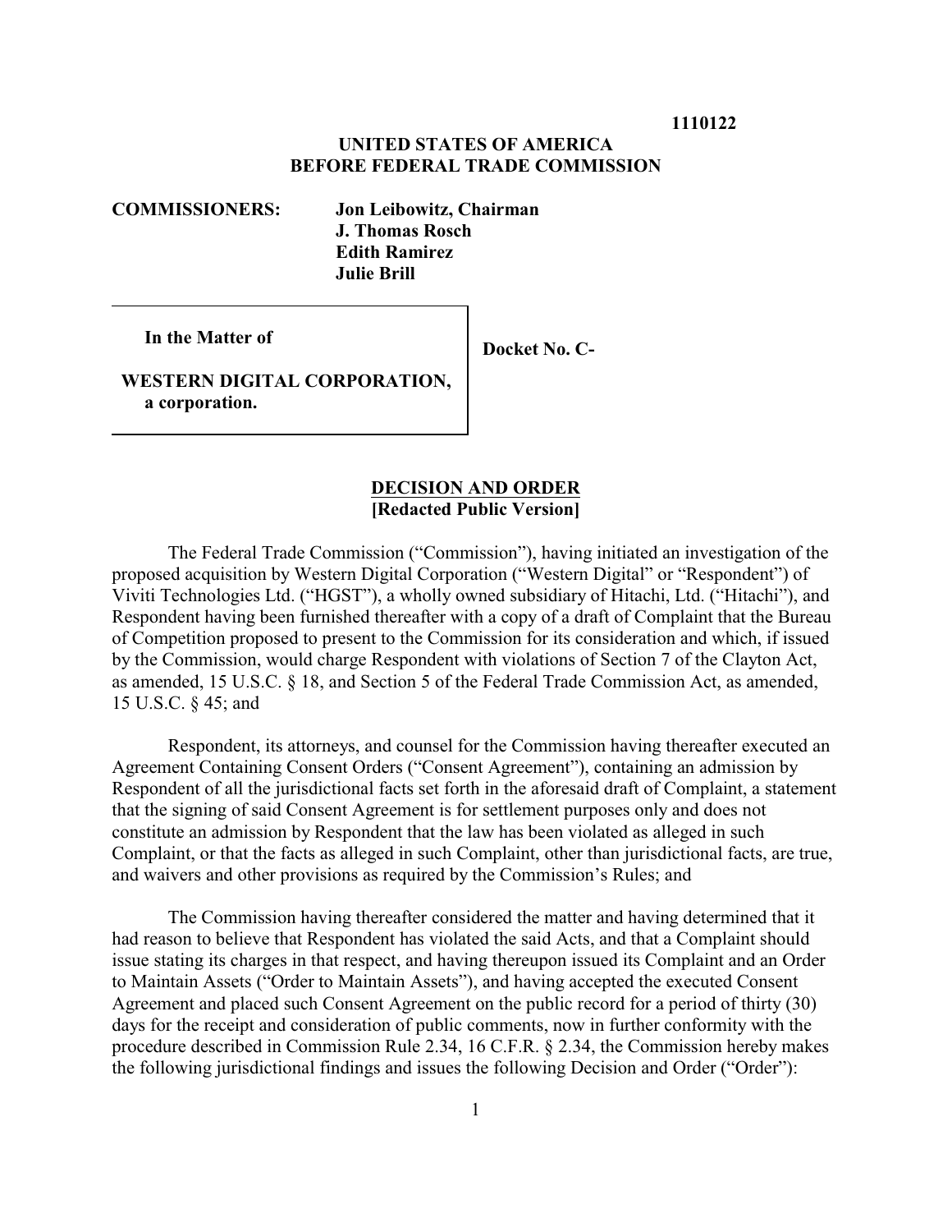**1110122**

**UNITED STATES OF AMERICA**
**BEFORE FEDERAL TRADE COMMISSION**

**COMMISSIONERS:** **Jon Leibowitz, Chairman**
**J. Thomas Rosch**
**Edith Ramirez**
**Julie Brill**

| | |
|---|---|
| **In the Matter of**<br><br>**WESTERN DIGITAL CORPORATION, a corporation.** | **Docket No. C-** |

**DECISION AND ORDER**
**[Redacted Public Version]**

The Federal Trade Commission ("Commission"), having initiated an investigation of the proposed acquisition by Western Digital Corporation ("Western Digital" or "Respondent") of Viviti Technologies Ltd. ("HGST"), a wholly owned subsidiary of Hitachi, Ltd. ("Hitachi"), and Respondent having been furnished thereafter with a copy of a draft of Complaint that the Bureau of Competition proposed to present to the Commission for its consideration and which, if issued by the Commission, would charge Respondent with violations of Section 7 of the Clayton Act, as amended, 15 U.S.C. § 18, and Section 5 of the Federal Trade Commission Act, as amended, 15 U.S.C. § 45; and

Respondent, its attorneys, and counsel for the Commission having thereafter executed an Agreement Containing Consent Orders ("Consent Agreement"), containing an admission by Respondent of all the jurisdictional facts set forth in the aforesaid draft of Complaint, a statement that the signing of said Consent Agreement is for settlement purposes only and does not constitute an admission by Respondent that the law has been violated as alleged in such Complaint, or that the facts as alleged in such Complaint, other than jurisdictional facts, are true, and waivers and other provisions as required by the Commission's Rules; and

The Commission having thereafter considered the matter and having determined that it had reason to believe that Respondent has violated the said Acts, and that a Complaint should issue stating its charges in that respect, and having thereupon issued its Complaint and an Order to Maintain Assets ("Order to Maintain Assets"), and having accepted the executed Consent Agreement and placed such Consent Agreement on the public record for a period of thirty (30) days for the receipt and consideration of public comments, now in further conformity with the procedure described in Commission Rule 2.34, 16 C.F.R. § 2.34, the Commission hereby makes the following jurisdictional findings and issues the following Decision and Order ("Order"):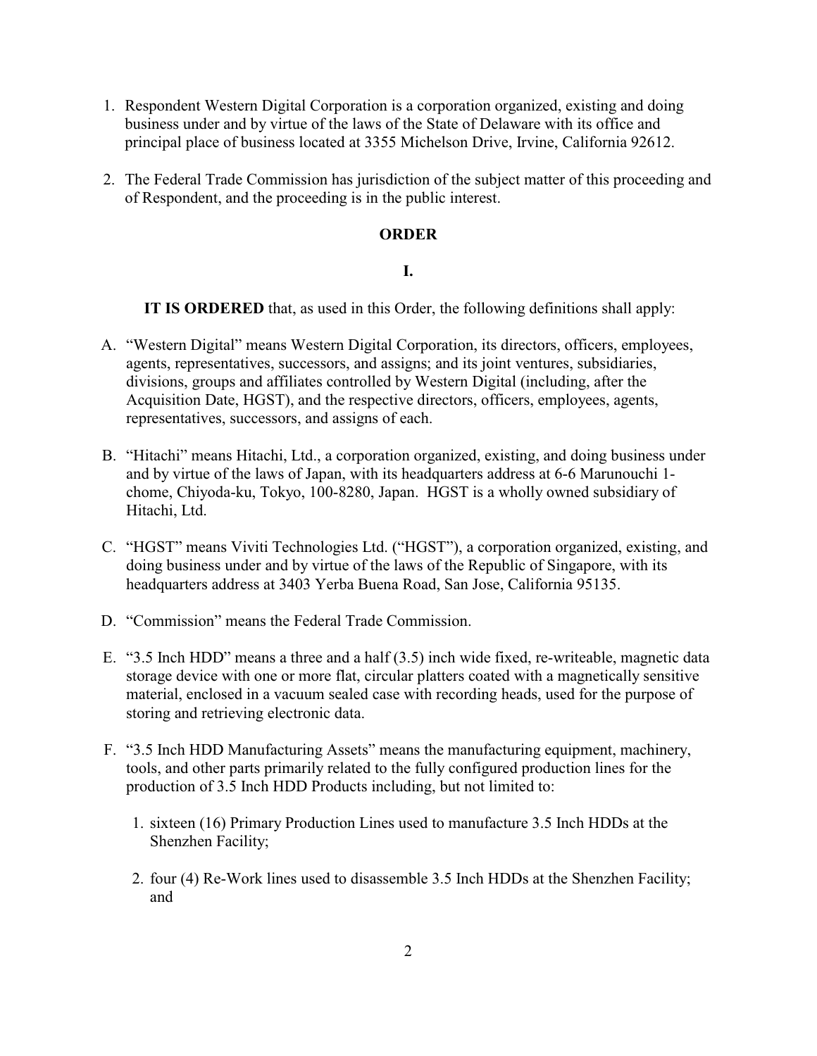1. Respondent Western Digital Corporation is a corporation organized, existing and doing business under and by virtue of the laws of the State of Delaware with its office and principal place of business located at 3355 Michelson Drive, Irvine, California 92612.

2. The Federal Trade Commission has jurisdiction of the subject matter of this proceeding and of Respondent, and the proceeding is in the public interest.

## ORDER

## I.

**IT IS ORDERED** that, as used in this Order, the following definitions shall apply:

A. "Western Digital" means Western Digital Corporation, its directors, officers, employees, agents, representatives, successors, and assigns; and its joint ventures, subsidiaries, divisions, groups and affiliates controlled by Western Digital (including, after the Acquisition Date, HGST), and the respective directors, officers, employees, agents, representatives, successors, and assigns of each.

B. "Hitachi" means Hitachi, Ltd., a corporation organized, existing, and doing business under and by virtue of the laws of Japan, with its headquarters address at 6-6 Marunouchi 1-chome, Chiyoda-ku, Tokyo, 100-8280, Japan. HGST is a wholly owned subsidiary of Hitachi, Ltd.

C. "HGST" means Viviti Technologies Ltd. ("HGST"), a corporation organized, existing, and doing business under and by virtue of the laws of the Republic of Singapore, with its headquarters address at 3403 Yerba Buena Road, San Jose, California 95135.

D. "Commission" means the Federal Trade Commission.

E. "3.5 Inch HDD" means a three and a half (3.5) inch wide fixed, re-writeable, magnetic data storage device with one or more flat, circular platters coated with a magnetically sensitive material, enclosed in a vacuum sealed case with recording heads, used for the purpose of storing and retrieving electronic data.

F. "3.5 Inch HDD Manufacturing Assets" means the manufacturing equipment, machinery, tools, and other parts primarily related to the fully configured production lines for the production of 3.5 Inch HDD Products including, but not limited to:

   1. sixteen (16) Primary Production Lines used to manufacture 3.5 Inch HDDs at the Shenzhen Facility;

   2. four (4) Re-Work lines used to disassemble 3.5 Inch HDDs at the Shenzhen Facility; and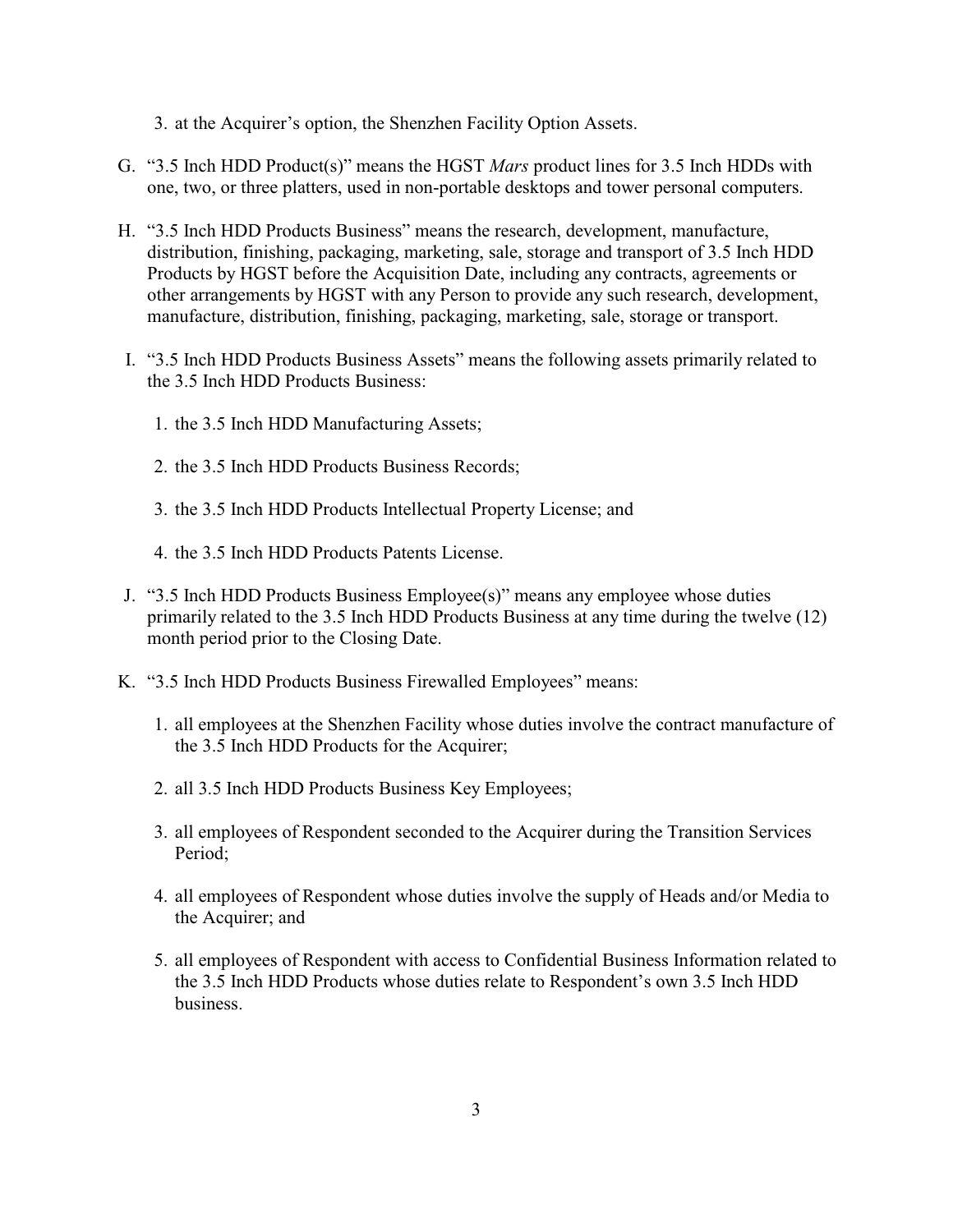3. at the Acquirer's option, the Shenzhen Facility Option Assets.

G. "3.5 Inch HDD Product(s)" means the HGST *Mars* product lines for 3.5 Inch HDDs with one, two, or three platters, used in non-portable desktops and tower personal computers.

H. "3.5 Inch HDD Products Business" means the research, development, manufacture, distribution, finishing, packaging, marketing, sale, storage and transport of 3.5 Inch HDD Products by HGST before the Acquisition Date, including any contracts, agreements or other arrangements by HGST with any Person to provide any such research, development, manufacture, distribution, finishing, packaging, marketing, sale, storage or transport.

I. "3.5 Inch HDD Products Business Assets" means the following assets primarily related to the 3.5 Inch HDD Products Business:

   1. the 3.5 Inch HDD Manufacturing Assets;

   2. the 3.5 Inch HDD Products Business Records;

   3. the 3.5 Inch HDD Products Intellectual Property License; and

   4. the 3.5 Inch HDD Products Patents License.

J. "3.5 Inch HDD Products Business Employee(s)" means any employee whose duties primarily related to the 3.5 Inch HDD Products Business at any time during the twelve (12) month period prior to the Closing Date.

K. "3.5 Inch HDD Products Business Firewalled Employees" means:

   1. all employees at the Shenzhen Facility whose duties involve the contract manufacture of the 3.5 Inch HDD Products for the Acquirer;

   2. all 3.5 Inch HDD Products Business Key Employees;

   3. all employees of Respondent seconded to the Acquirer during the Transition Services Period;

   4. all employees of Respondent whose duties involve the supply of Heads and/or Media to the Acquirer; and

   5. all employees of Respondent with access to Confidential Business Information related to the 3.5 Inch HDD Products whose duties relate to Respondent's own 3.5 Inch HDD business.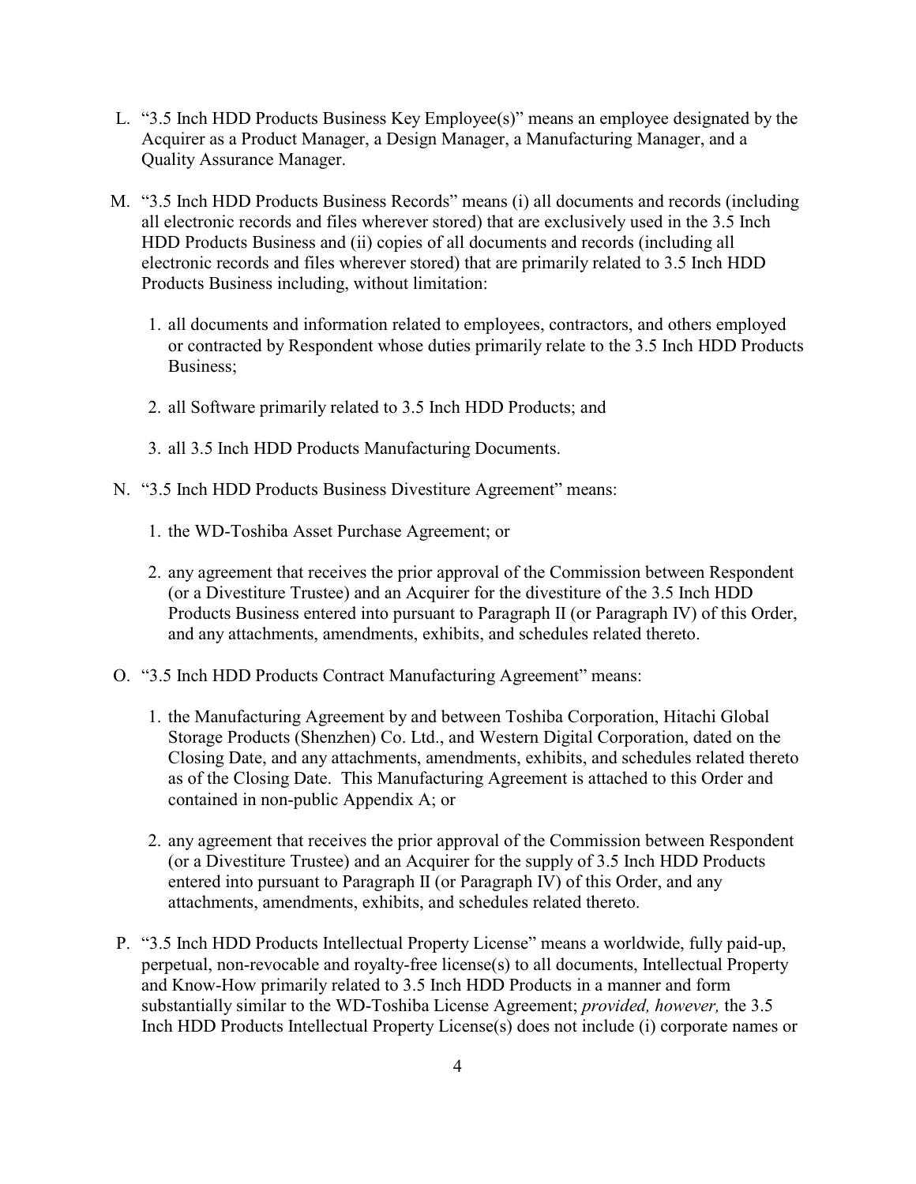L. "3.5 Inch HDD Products Business Key Employee(s)" means an employee designated by the Acquirer as a Product Manager, a Design Manager, a Manufacturing Manager, and a Quality Assurance Manager.

M. "3.5 Inch HDD Products Business Records" means (i) all documents and records (including all electronic records and files wherever stored) that are exclusively used in the 3.5 Inch HDD Products Business and (ii) copies of all documents and records (including all electronic records and files wherever stored) that are primarily related to 3.5 Inch HDD Products Business including, without limitation:

   1. all documents and information related to employees, contractors, and others employed or contracted by Respondent whose duties primarily relate to the 3.5 Inch HDD Products Business;

   2. all Software primarily related to 3.5 Inch HDD Products; and

   3. all 3.5 Inch HDD Products Manufacturing Documents.

N. "3.5 Inch HDD Products Business Divestiture Agreement" means:

   1. the WD-Toshiba Asset Purchase Agreement; or

   2. any agreement that receives the prior approval of the Commission between Respondent (or a Divestiture Trustee) and an Acquirer for the divestiture of the 3.5 Inch HDD Products Business entered into pursuant to Paragraph II (or Paragraph IV) of this Order, and any attachments, amendments, exhibits, and schedules related thereto.

O. "3.5 Inch HDD Products Contract Manufacturing Agreement" means:

   1. the Manufacturing Agreement by and between Toshiba Corporation, Hitachi Global Storage Products (Shenzhen) Co. Ltd., and Western Digital Corporation, dated on the Closing Date, and any attachments, amendments, exhibits, and schedules related thereto as of the Closing Date. This Manufacturing Agreement is attached to this Order and contained in non-public Appendix A; or

   2. any agreement that receives the prior approval of the Commission between Respondent (or a Divestiture Trustee) and an Acquirer for the supply of 3.5 Inch HDD Products entered into pursuant to Paragraph II (or Paragraph IV) of this Order, and any attachments, amendments, exhibits, and schedules related thereto.

P. "3.5 Inch HDD Products Intellectual Property License" means a worldwide, fully paid-up, perpetual, non-revocable and royalty-free license(s) to all documents, Intellectual Property and Know-How primarily related to 3.5 Inch HDD Products in a manner and form substantially similar to the WD-Toshiba License Agreement; *provided, however,* the 3.5 Inch HDD Products Intellectual Property License(s) does not include (i) corporate names or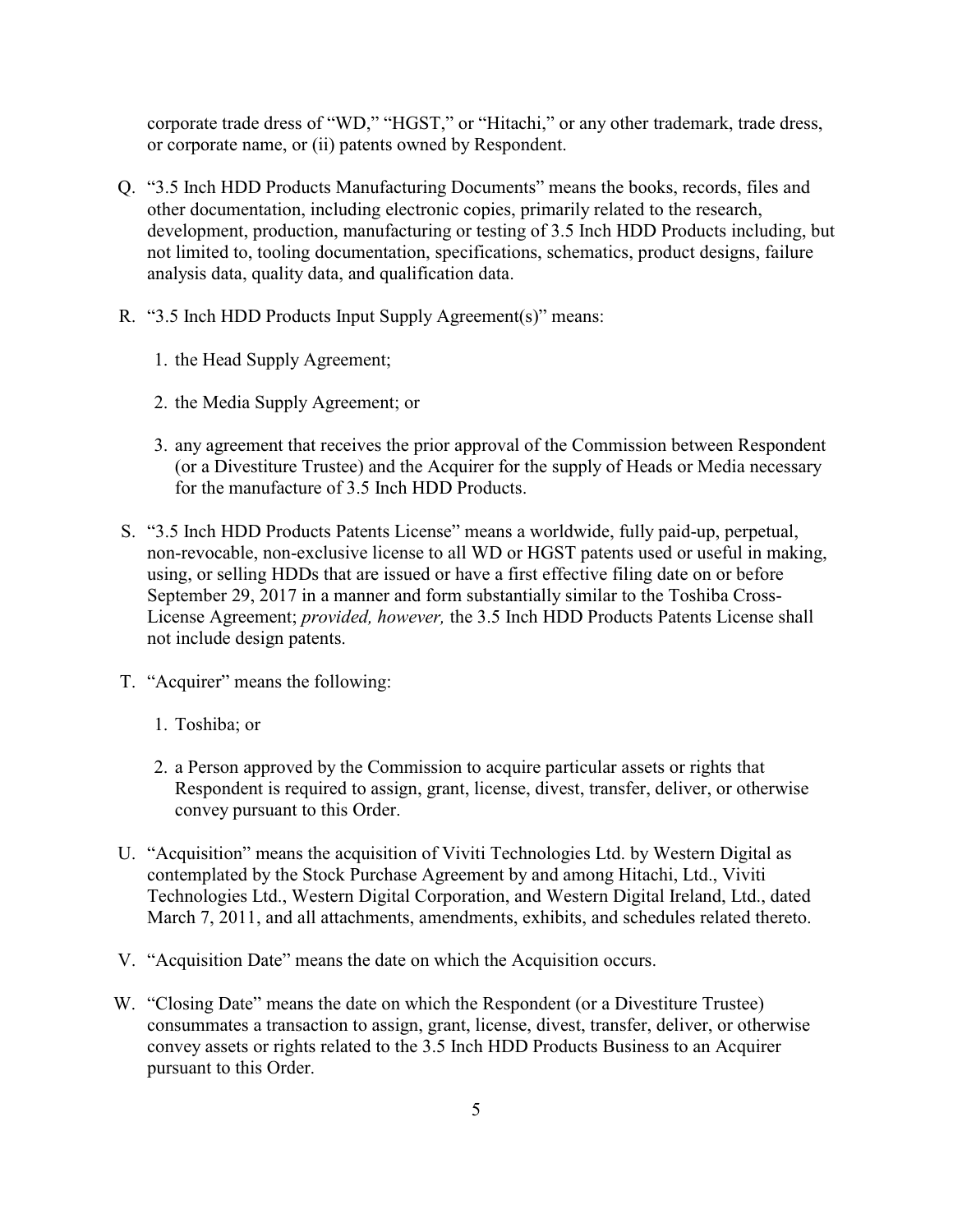corporate trade dress of "WD," "HGST," or "Hitachi," or any other trademark, trade dress, or corporate name, or (ii) patents owned by Respondent.

Q. "3.5 Inch HDD Products Manufacturing Documents" means the books, records, files and other documentation, including electronic copies, primarily related to the research, development, production, manufacturing or testing of 3.5 Inch HDD Products including, but not limited to, tooling documentation, specifications, schematics, product designs, failure analysis data, quality data, and qualification data.

R. "3.5 Inch HDD Products Input Supply Agreement(s)" means:

   1. the Head Supply Agreement;

   2. the Media Supply Agreement; or

   3. any agreement that receives the prior approval of the Commission between Respondent (or a Divestiture Trustee) and the Acquirer for the supply of Heads or Media necessary for the manufacture of 3.5 Inch HDD Products.

S. "3.5 Inch HDD Products Patents License" means a worldwide, fully paid-up, perpetual, non-revocable, non-exclusive license to all WD or HGST patents used or useful in making, using, or selling HDDs that are issued or have a first effective filing date on or before September 29, 2017 in a manner and form substantially similar to the Toshiba Cross-License Agreement; *provided, however,* the 3.5 Inch HDD Products Patents License shall not include design patents.

T. "Acquirer" means the following:

   1. Toshiba; or

   2. a Person approved by the Commission to acquire particular assets or rights that Respondent is required to assign, grant, license, divest, transfer, deliver, or otherwise convey pursuant to this Order.

U. "Acquisition" means the acquisition of Viviti Technologies Ltd. by Western Digital as contemplated by the Stock Purchase Agreement by and among Hitachi, Ltd., Viviti Technologies Ltd., Western Digital Corporation, and Western Digital Ireland, Ltd., dated March 7, 2011, and all attachments, amendments, exhibits, and schedules related thereto.

V. "Acquisition Date" means the date on which the Acquisition occurs.

W. "Closing Date" means the date on which the Respondent (or a Divestiture Trustee) consummates a transaction to assign, grant, license, divest, transfer, deliver, or otherwise convey assets or rights related to the 3.5 Inch HDD Products Business to an Acquirer pursuant to this Order.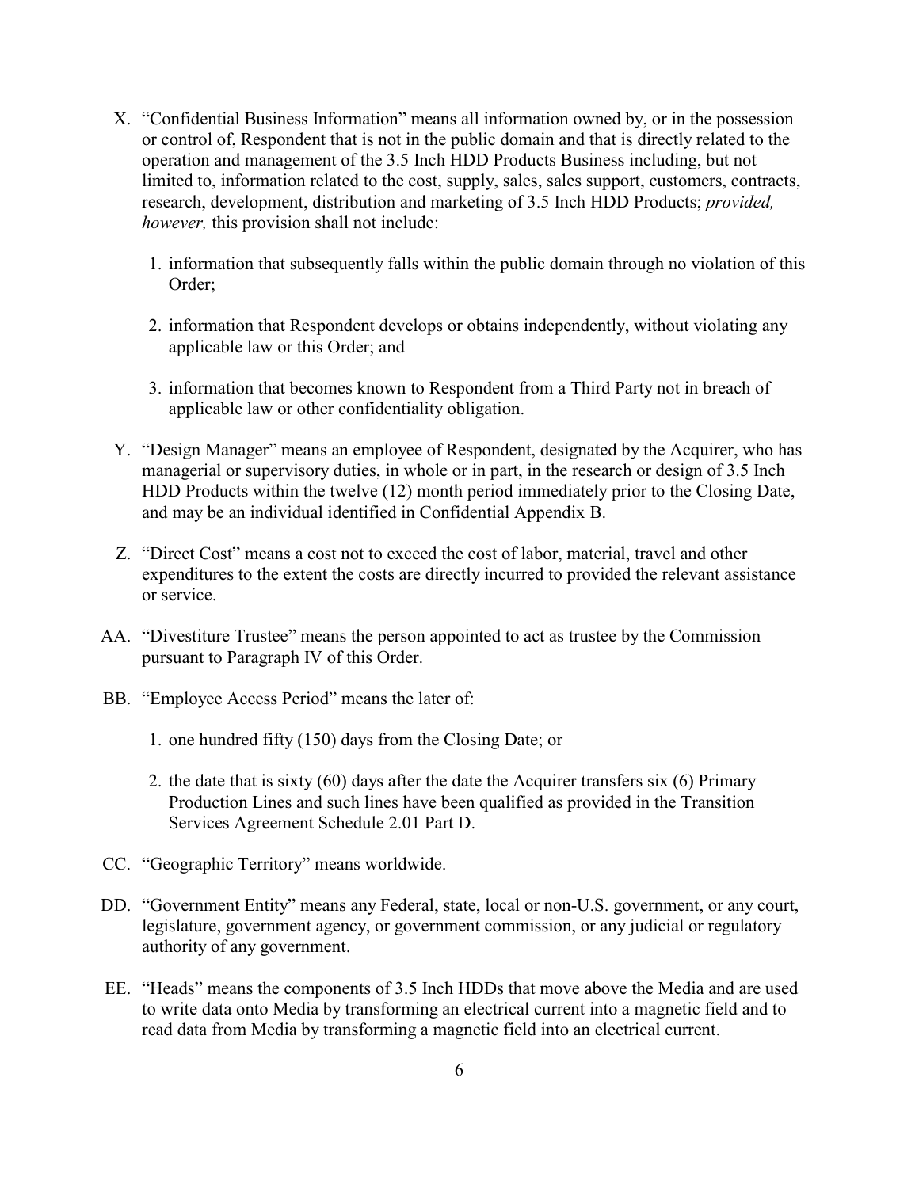X. "Confidential Business Information" means all information owned by, or in the possession or control of, Respondent that is not in the public domain and that is directly related to the operation and management of the 3.5 Inch HDD Products Business including, but not limited to, information related to the cost, supply, sales, sales support, customers, contracts, research, development, distribution and marketing of 3.5 Inch HDD Products; *provided, however,* this provision shall not include:

   1. information that subsequently falls within the public domain through no violation of this Order;

   2. information that Respondent develops or obtains independently, without violating any applicable law or this Order; and

   3. information that becomes known to Respondent from a Third Party not in breach of applicable law or other confidentiality obligation.

Y. "Design Manager" means an employee of Respondent, designated by the Acquirer, who has managerial or supervisory duties, in whole or in part, in the research or design of 3.5 Inch HDD Products within the twelve (12) month period immediately prior to the Closing Date, and may be an individual identified in Confidential Appendix B.

Z. "Direct Cost" means a cost not to exceed the cost of labor, material, travel and other expenditures to the extent the costs are directly incurred to provided the relevant assistance or service.

AA. "Divestiture Trustee" means the person appointed to act as trustee by the Commission pursuant to Paragraph IV of this Order.

BB. "Employee Access Period" means the later of:

   1. one hundred fifty (150) days from the Closing Date; or

   2. the date that is sixty (60) days after the date the Acquirer transfers six (6) Primary Production Lines and such lines have been qualified as provided in the Transition Services Agreement Schedule 2.01 Part D.

CC. "Geographic Territory" means worldwide.

DD. "Government Entity" means any Federal, state, local or non-U.S. government, or any court, legislature, government agency, or government commission, or any judicial or regulatory authority of any government.

EE. "Heads" means the components of 3.5 Inch HDDs that move above the Media and are used to write data onto Media by transforming an electrical current into a magnetic field and to read data from Media by transforming a magnetic field into an electrical current.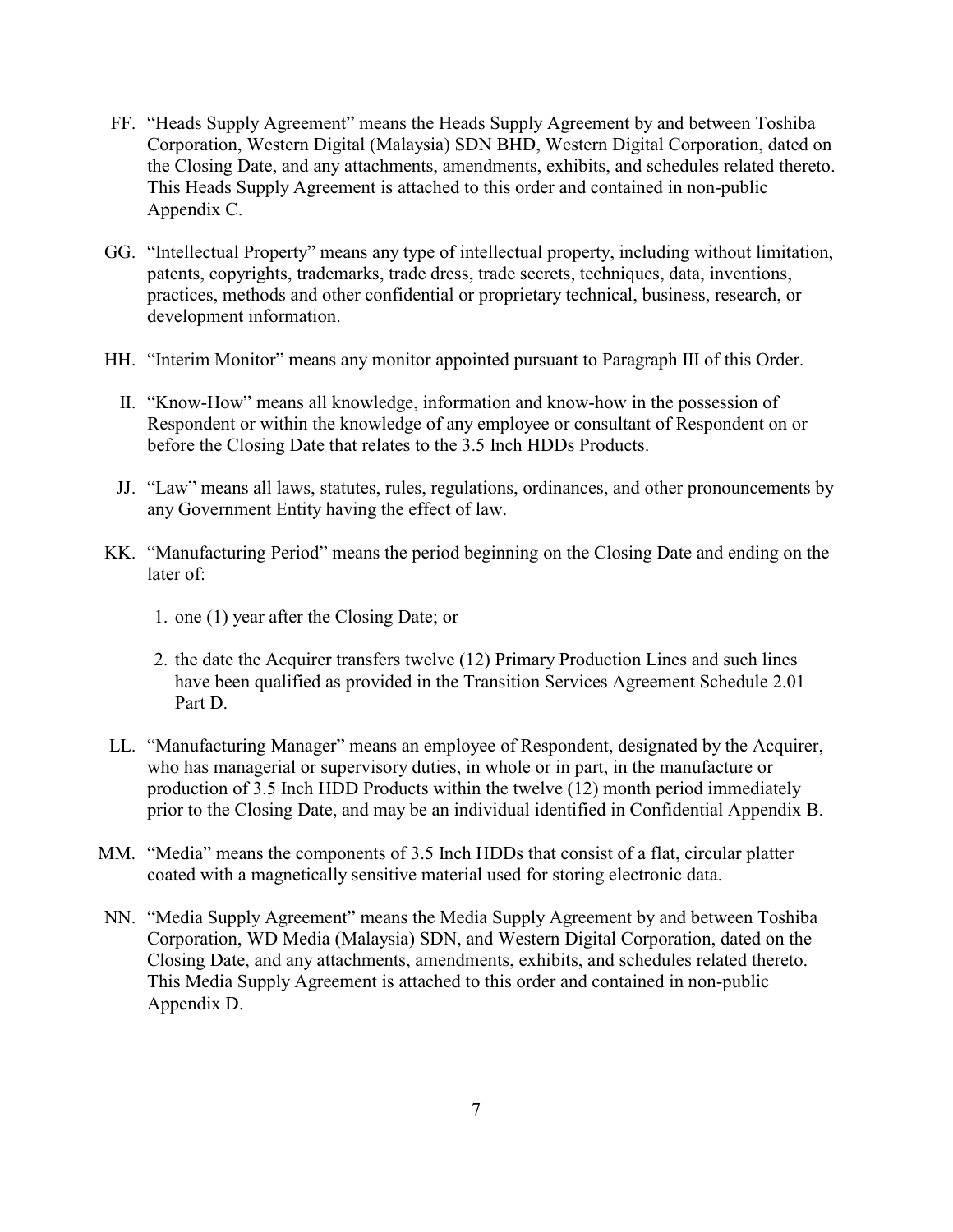FF. "Heads Supply Agreement" means the Heads Supply Agreement by and between Toshiba Corporation, Western Digital (Malaysia) SDN BHD, Western Digital Corporation, dated on the Closing Date, and any attachments, amendments, exhibits, and schedules related thereto. This Heads Supply Agreement is attached to this order and contained in non-public Appendix C.

GG. "Intellectual Property" means any type of intellectual property, including without limitation, patents, copyrights, trademarks, trade dress, trade secrets, techniques, data, inventions, practices, methods and other confidential or proprietary technical, business, research, or development information.

HH. "Interim Monitor" means any monitor appointed pursuant to Paragraph III of this Order.

II. "Know-How" means all knowledge, information and know-how in the possession of Respondent or within the knowledge of any employee or consultant of Respondent on or before the Closing Date that relates to the 3.5 Inch HDDs Products.

JJ. "Law" means all laws, statutes, rules, regulations, ordinances, and other pronouncements by any Government Entity having the effect of law.

KK. "Manufacturing Period" means the period beginning on the Closing Date and ending on the later of:

1. one (1) year after the Closing Date; or
2. the date the Acquirer transfers twelve (12) Primary Production Lines and such lines have been qualified as provided in the Transition Services Agreement Schedule 2.01 Part D.

LL. "Manufacturing Manager" means an employee of Respondent, designated by the Acquirer, who has managerial or supervisory duties, in whole or in part, in the manufacture or production of 3.5 Inch HDD Products within the twelve (12) month period immediately prior to the Closing Date, and may be an individual identified in Confidential Appendix B.

MM. "Media" means the components of 3.5 Inch HDDs that consist of a flat, circular platter coated with a magnetically sensitive material used for storing electronic data.

NN. "Media Supply Agreement" means the Media Supply Agreement by and between Toshiba Corporation, WD Media (Malaysia) SDN, and Western Digital Corporation, dated on the Closing Date, and any attachments, amendments, exhibits, and schedules related thereto. This Media Supply Agreement is attached to this order and contained in non-public Appendix D.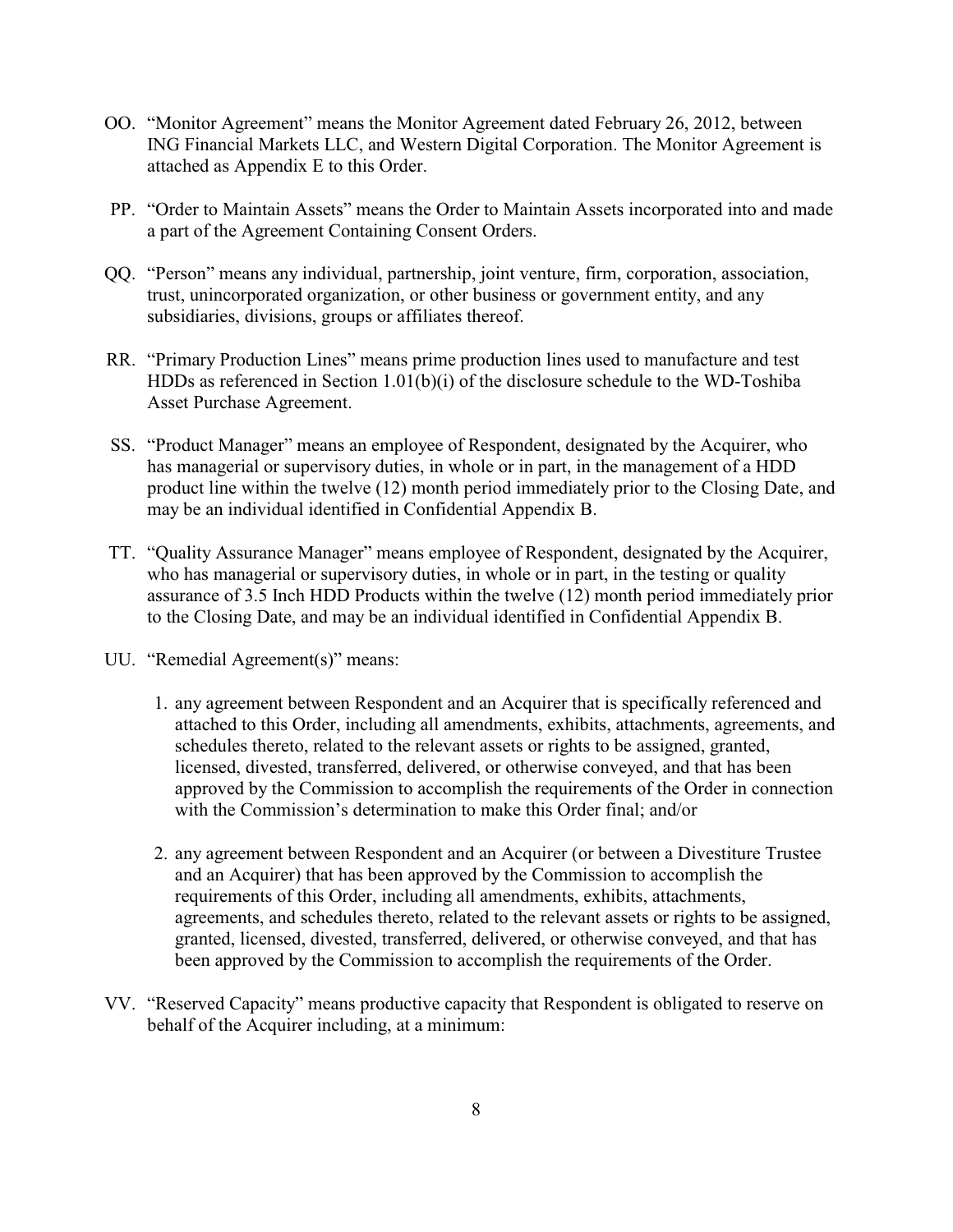OO. "Monitor Agreement" means the Monitor Agreement dated February 26, 2012, between ING Financial Markets LLC, and Western Digital Corporation. The Monitor Agreement is attached as Appendix E to this Order.

PP. "Order to Maintain Assets" means the Order to Maintain Assets incorporated into and made a part of the Agreement Containing Consent Orders.

QQ. "Person" means any individual, partnership, joint venture, firm, corporation, association, trust, unincorporated organization, or other business or government entity, and any subsidiaries, divisions, groups or affiliates thereof.

RR. "Primary Production Lines" means prime production lines used to manufacture and test HDDs as referenced in Section 1.01(b)(i) of the disclosure schedule to the WD-Toshiba Asset Purchase Agreement.

SS. "Product Manager" means an employee of Respondent, designated by the Acquirer, who has managerial or supervisory duties, in whole or in part, in the management of a HDD product line within the twelve (12) month period immediately prior to the Closing Date, and may be an individual identified in Confidential Appendix B.

TT. "Quality Assurance Manager" means employee of Respondent, designated by the Acquirer, who has managerial or supervisory duties, in whole or in part, in the testing or quality assurance of 3.5 Inch HDD Products within the twelve (12) month period immediately prior to the Closing Date, and may be an individual identified in Confidential Appendix B.

UU. "Remedial Agreement(s)" means:

1. any agreement between Respondent and an Acquirer that is specifically referenced and attached to this Order, including all amendments, exhibits, attachments, agreements, and schedules thereto, related to the relevant assets or rights to be assigned, granted, licensed, divested, transferred, delivered, or otherwise conveyed, and that has been approved by the Commission to accomplish the requirements of the Order in connection with the Commission's determination to make this Order final; and/or

2. any agreement between Respondent and an Acquirer (or between a Divestiture Trustee and an Acquirer) that has been approved by the Commission to accomplish the requirements of this Order, including all amendments, exhibits, attachments, agreements, and schedules thereto, related to the relevant assets or rights to be assigned, granted, licensed, divested, transferred, delivered, or otherwise conveyed, and that has been approved by the Commission to accomplish the requirements of the Order.

VV. "Reserved Capacity" means productive capacity that Respondent is obligated to reserve on behalf of the Acquirer including, at a minimum: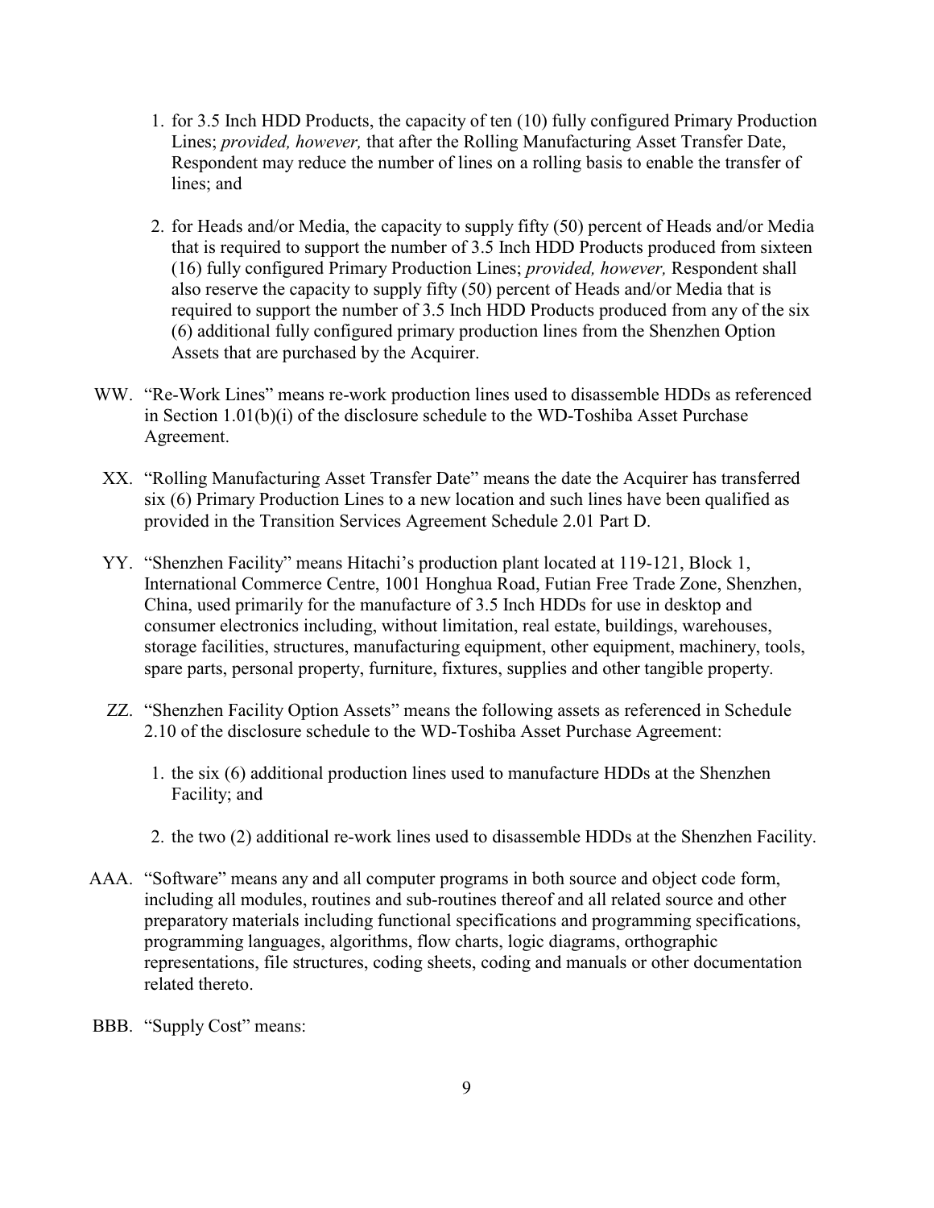1. for 3.5 Inch HDD Products, the capacity of ten (10) fully configured Primary Production Lines; *provided, however,* that after the Rolling Manufacturing Asset Transfer Date, Respondent may reduce the number of lines on a rolling basis to enable the transfer of lines; and

2. for Heads and/or Media, the capacity to supply fifty (50) percent of Heads and/or Media that is required to support the number of 3.5 Inch HDD Products produced from sixteen (16) fully configured Primary Production Lines; *provided, however,* Respondent shall also reserve the capacity to supply fifty (50) percent of Heads and/or Media that is required to support the number of 3.5 Inch HDD Products produced from any of the six (6) additional fully configured primary production lines from the Shenzhen Option Assets that are purchased by the Acquirer.

WW. "Re-Work Lines" means re-work production lines used to disassemble HDDs as referenced in Section 1.01(b)(i) of the disclosure schedule to the WD-Toshiba Asset Purchase Agreement.

XX. "Rolling Manufacturing Asset Transfer Date" means the date the Acquirer has transferred six (6) Primary Production Lines to a new location and such lines have been qualified as provided in the Transition Services Agreement Schedule 2.01 Part D.

YY. "Shenzhen Facility" means Hitachi's production plant located at 119-121, Block 1, International Commerce Centre, 1001 Honghua Road, Futian Free Trade Zone, Shenzhen, China, used primarily for the manufacture of 3.5 Inch HDDs for use in desktop and consumer electronics including, without limitation, real estate, buildings, warehouses, storage facilities, structures, manufacturing equipment, other equipment, machinery, tools, spare parts, personal property, furniture, fixtures, supplies and other tangible property.

ZZ. "Shenzhen Facility Option Assets" means the following assets as referenced in Schedule 2.10 of the disclosure schedule to the WD-Toshiba Asset Purchase Agreement:

1. the six (6) additional production lines used to manufacture HDDs at the Shenzhen Facility; and

2. the two (2) additional re-work lines used to disassemble HDDs at the Shenzhen Facility.

AAA. "Software" means any and all computer programs in both source and object code form, including all modules, routines and sub-routines thereof and all related source and other preparatory materials including functional specifications and programming specifications, programming languages, algorithms, flow charts, logic diagrams, orthographic representations, file structures, coding sheets, coding and manuals or other documentation related thereto.

BBB. "Supply Cost" means: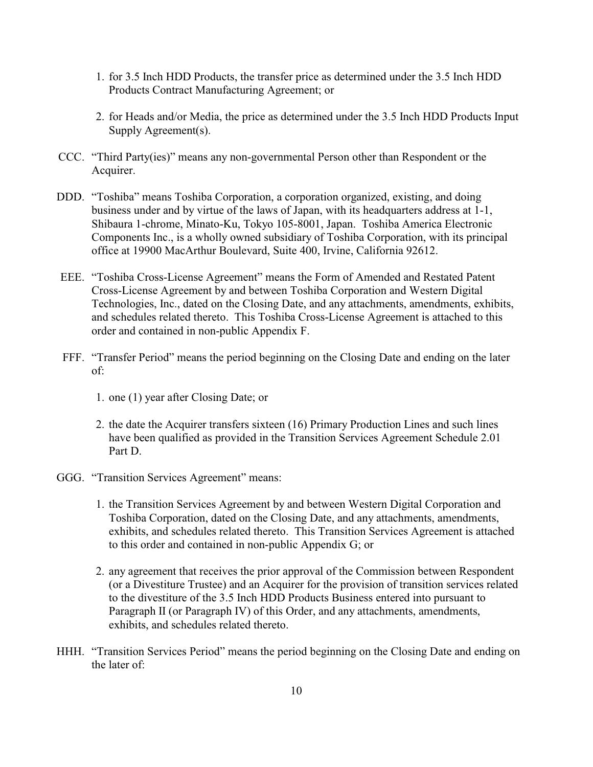1. for 3.5 Inch HDD Products, the transfer price as determined under the 3.5 Inch HDD Products Contract Manufacturing Agreement; or

2. for Heads and/or Media, the price as determined under the 3.5 Inch HDD Products Input Supply Agreement(s).

CCC. "Third Party(ies)" means any non-governmental Person other than Respondent or the Acquirer.

DDD. "Toshiba" means Toshiba Corporation, a corporation organized, existing, and doing business under and by virtue of the laws of Japan, with its headquarters address at 1-1, Shibaura 1-chrome, Minato-Ku, Tokyo 105-8001, Japan. Toshiba America Electronic Components Inc., is a wholly owned subsidiary of Toshiba Corporation, with its principal office at 19900 MacArthur Boulevard, Suite 400, Irvine, California 92612.

EEE. "Toshiba Cross-License Agreement" means the Form of Amended and Restated Patent Cross-License Agreement by and between Toshiba Corporation and Western Digital Technologies, Inc., dated on the Closing Date, and any attachments, amendments, exhibits, and schedules related thereto. This Toshiba Cross-License Agreement is attached to this order and contained in non-public Appendix F.

FFF. "Transfer Period" means the period beginning on the Closing Date and ending on the later of:

1. one (1) year after Closing Date; or

2. the date the Acquirer transfers sixteen (16) Primary Production Lines and such lines have been qualified as provided in the Transition Services Agreement Schedule 2.01 Part D.

GGG. "Transition Services Agreement" means:

1. the Transition Services Agreement by and between Western Digital Corporation and Toshiba Corporation, dated on the Closing Date, and any attachments, amendments, exhibits, and schedules related thereto. This Transition Services Agreement is attached to this order and contained in non-public Appendix G; or

2. any agreement that receives the prior approval of the Commission between Respondent (or a Divestiture Trustee) and an Acquirer for the provision of transition services related to the divestiture of the 3.5 Inch HDD Products Business entered into pursuant to Paragraph II (or Paragraph IV) of this Order, and any attachments, amendments, exhibits, and schedules related thereto.

HHH. "Transition Services Period" means the period beginning on the Closing Date and ending on the later of: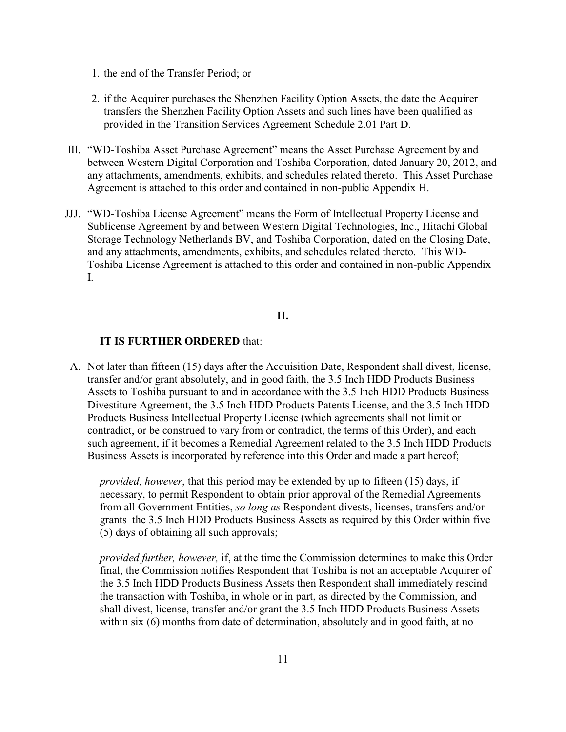1. the end of the Transfer Period; or

2. if the Acquirer purchases the Shenzhen Facility Option Assets, the date the Acquirer transfers the Shenzhen Facility Option Assets and such lines have been qualified as provided in the Transition Services Agreement Schedule 2.01 Part D.

III. "WD-Toshiba Asset Purchase Agreement" means the Asset Purchase Agreement by and between Western Digital Corporation and Toshiba Corporation, dated January 20, 2012, and any attachments, amendments, exhibits, and schedules related thereto. This Asset Purchase Agreement is attached to this order and contained in non-public Appendix H.

JJJ. "WD-Toshiba License Agreement" means the Form of Intellectual Property License and Sublicense Agreement by and between Western Digital Technologies, Inc., Hitachi Global Storage Technology Netherlands BV, and Toshiba Corporation, dated on the Closing Date, and any attachments, amendments, exhibits, and schedules related thereto. This WD-Toshiba License Agreement is attached to this order and contained in non-public Appendix I.

## II.

**IT IS FURTHER ORDERED** that:

A. Not later than fifteen (15) days after the Acquisition Date, Respondent shall divest, license, transfer and/or grant absolutely, and in good faith, the 3.5 Inch HDD Products Business Assets to Toshiba pursuant to and in accordance with the 3.5 Inch HDD Products Business Divestiture Agreement, the 3.5 Inch HDD Products Patents License, and the 3.5 Inch HDD Products Business Intellectual Property License (which agreements shall not limit or contradict, or be construed to vary from or contradict, the terms of this Order), and each such agreement, if it becomes a Remedial Agreement related to the 3.5 Inch HDD Products Business Assets is incorporated by reference into this Order and made a part hereof;

   *provided, however*, that this period may be extended by up to fifteen (15) days, if necessary, to permit Respondent to obtain prior approval of the Remedial Agreements from all Government Entities, *so long as* Respondent divests, licenses, transfers and/or grants the 3.5 Inch HDD Products Business Assets as required by this Order within five (5) days of obtaining all such approvals;

   *provided further, however,* if, at the time the Commission determines to make this Order final, the Commission notifies Respondent that Toshiba is not an acceptable Acquirer of the 3.5 Inch HDD Products Business Assets then Respondent shall immediately rescind the transaction with Toshiba, in whole or in part, as directed by the Commission, and shall divest, license, transfer and/or grant the 3.5 Inch HDD Products Business Assets within six (6) months from date of determination, absolutely and in good faith, at no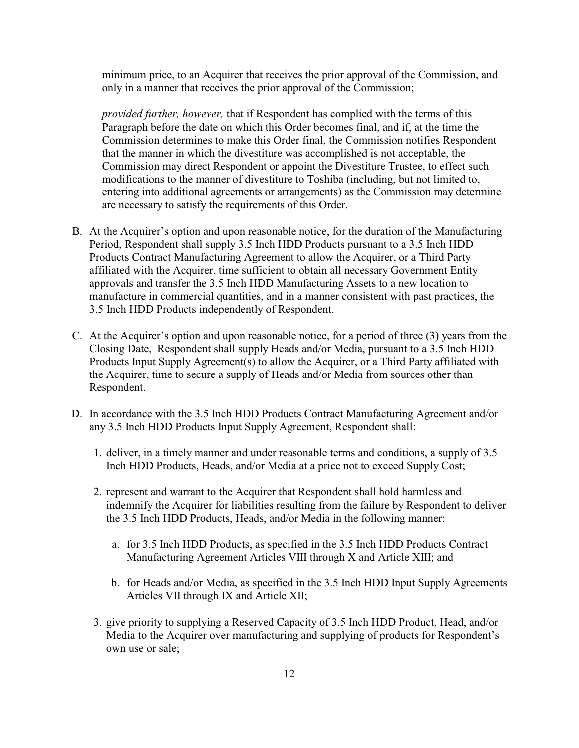minimum price, to an Acquirer that receives the prior approval of the Commission, and only in a manner that receives the prior approval of the Commission;

*provided further, however,* that if Respondent has complied with the terms of this Paragraph before the date on which this Order becomes final, and if, at the time the Commission determines to make this Order final, the Commission notifies Respondent that the manner in which the divestiture was accomplished is not acceptable, the Commission may direct Respondent or appoint the Divestiture Trustee, to effect such modifications to the manner of divestiture to Toshiba (including, but not limited to, entering into additional agreements or arrangements) as the Commission may determine are necessary to satisfy the requirements of this Order.

B. At the Acquirer's option and upon reasonable notice, for the duration of the Manufacturing Period, Respondent shall supply 3.5 Inch HDD Products pursuant to a 3.5 Inch HDD Products Contract Manufacturing Agreement to allow the Acquirer, or a Third Party affiliated with the Acquirer, time sufficient to obtain all necessary Government Entity approvals and transfer the 3.5 Inch HDD Manufacturing Assets to a new location to manufacture in commercial quantities, and in a manner consistent with past practices, the 3.5 Inch HDD Products independently of Respondent.

C. At the Acquirer's option and upon reasonable notice, for a period of three (3) years from the Closing Date, Respondent shall supply Heads and/or Media, pursuant to a 3.5 Inch HDD Products Input Supply Agreement(s) to allow the Acquirer, or a Third Party affiliated with the Acquirer, time to secure a supply of Heads and/or Media from sources other than Respondent.

D. In accordance with the 3.5 Inch HDD Products Contract Manufacturing Agreement and/or any 3.5 Inch HDD Products Input Supply Agreement, Respondent shall:

1. deliver, in a timely manner and under reasonable terms and conditions, a supply of 3.5 Inch HDD Products, Heads, and/or Media at a price not to exceed Supply Cost;

2. represent and warrant to the Acquirer that Respondent shall hold harmless and indemnify the Acquirer for liabilities resulting from the failure by Respondent to deliver the 3.5 Inch HDD Products, Heads, and/or Media in the following manner:

   a. for 3.5 Inch HDD Products, as specified in the 3.5 Inch HDD Products Contract Manufacturing Agreement Articles VIII through X and Article XIII; and

   b. for Heads and/or Media, as specified in the 3.5 Inch HDD Input Supply Agreements Articles VII through IX and Article XII;

3. give priority to supplying a Reserved Capacity of 3.5 Inch HDD Product, Head, and/or Media to the Acquirer over manufacturing and supplying of products for Respondent's own use or sale;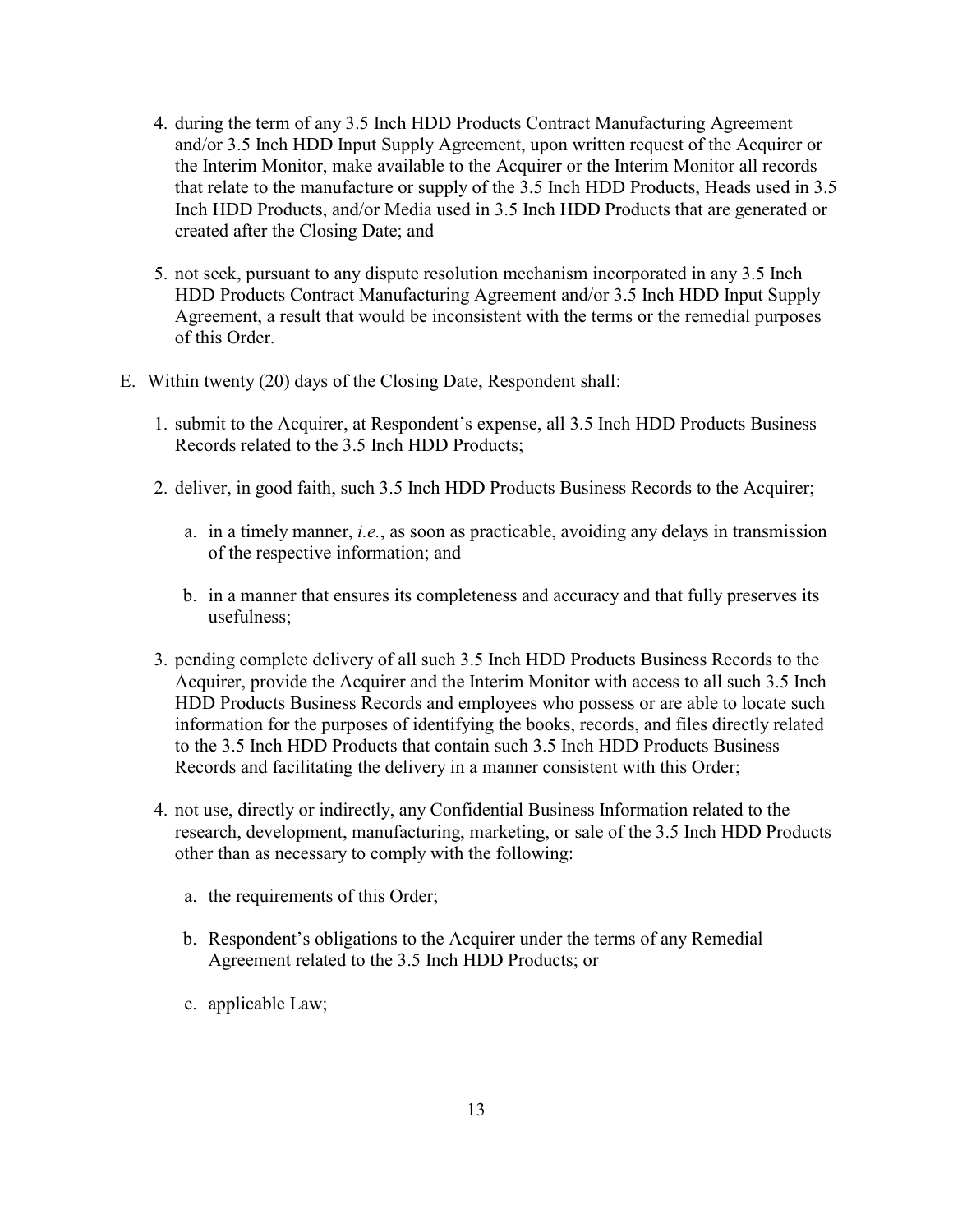4. during the term of any 3.5 Inch HDD Products Contract Manufacturing Agreement and/or 3.5 Inch HDD Input Supply Agreement, upon written request of the Acquirer or the Interim Monitor, make available to the Acquirer or the Interim Monitor all records that relate to the manufacture or supply of the 3.5 Inch HDD Products, Heads used in 3.5 Inch HDD Products, and/or Media used in 3.5 Inch HDD Products that are generated or created after the Closing Date; and

5. not seek, pursuant to any dispute resolution mechanism incorporated in any 3.5 Inch HDD Products Contract Manufacturing Agreement and/or 3.5 Inch HDD Input Supply Agreement, a result that would be inconsistent with the terms or the remedial purposes of this Order.

E. Within twenty (20) days of the Closing Date, Respondent shall:

1. submit to the Acquirer, at Respondent's expense, all 3.5 Inch HDD Products Business Records related to the 3.5 Inch HDD Products;

2. deliver, in good faith, such 3.5 Inch HDD Products Business Records to the Acquirer;

   a. in a timely manner, *i.e.*, as soon as practicable, avoiding any delays in transmission of the respective information; and

   b. in a manner that ensures its completeness and accuracy and that fully preserves its usefulness;

3. pending complete delivery of all such 3.5 Inch HDD Products Business Records to the Acquirer, provide the Acquirer and the Interim Monitor with access to all such 3.5 Inch HDD Products Business Records and employees who possess or are able to locate such information for the purposes of identifying the books, records, and files directly related to the 3.5 Inch HDD Products that contain such 3.5 Inch HDD Products Business Records and facilitating the delivery in a manner consistent with this Order;

4. not use, directly or indirectly, any Confidential Business Information related to the research, development, manufacturing, marketing, or sale of the 3.5 Inch HDD Products other than as necessary to comply with the following:

   a. the requirements of this Order;

   b. Respondent's obligations to the Acquirer under the terms of any Remedial Agreement related to the 3.5 Inch HDD Products; or

   c. applicable Law;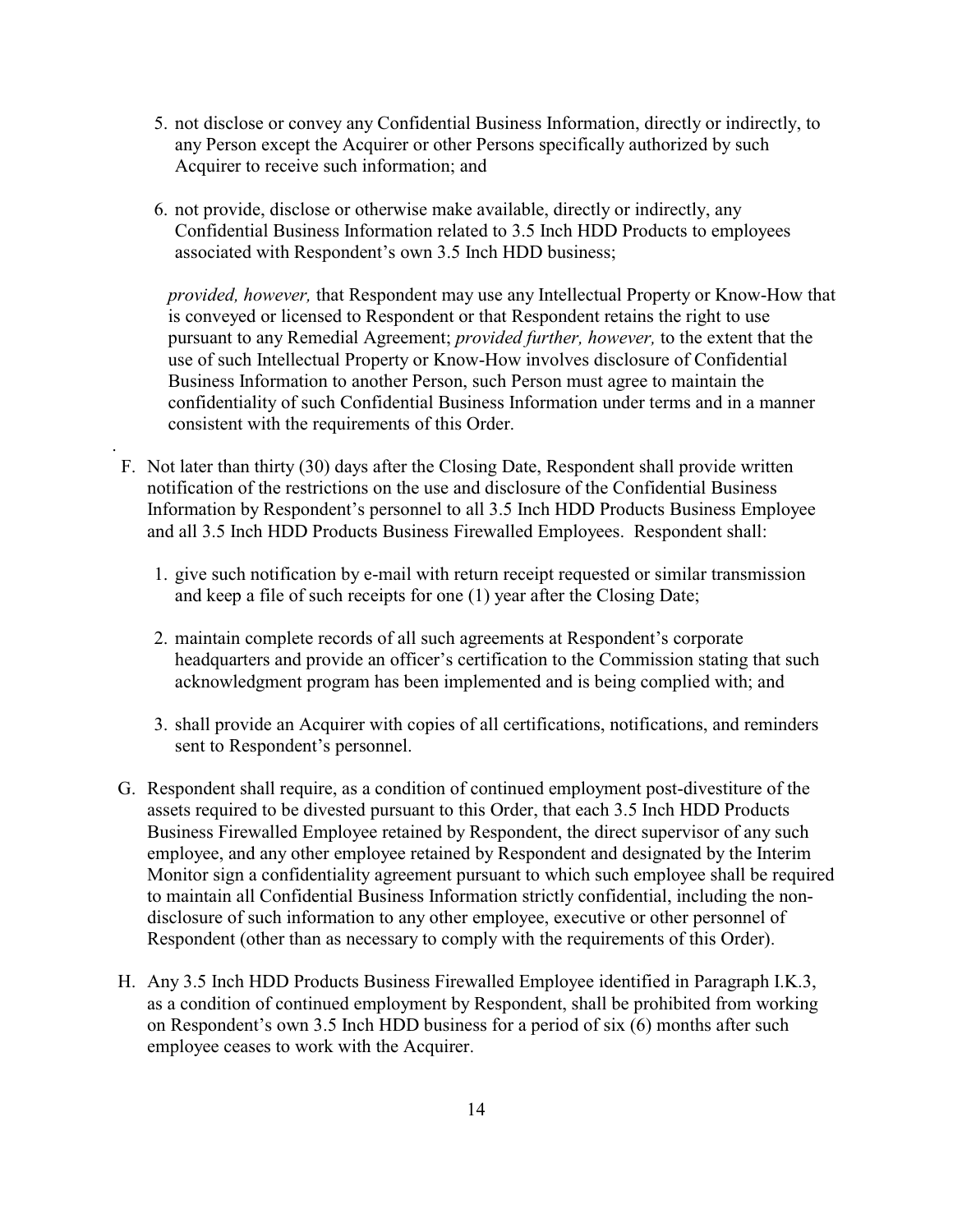5. not disclose or convey any Confidential Business Information, directly or indirectly, to any Person except the Acquirer or other Persons specifically authorized by such Acquirer to receive such information; and

6. not provide, disclose or otherwise make available, directly or indirectly, any Confidential Business Information related to 3.5 Inch HDD Products to employees associated with Respondent's own 3.5 Inch HDD business;

*provided, however,* that Respondent may use any Intellectual Property or Know-How that is conveyed or licensed to Respondent or that Respondent retains the right to use pursuant to any Remedial Agreement; *provided further, however,* to the extent that the use of such Intellectual Property or Know-How involves disclosure of Confidential Business Information to another Person, such Person must agree to maintain the confidentiality of such Confidential Business Information under terms and in a manner consistent with the requirements of this Order.

F. Not later than thirty (30) days after the Closing Date, Respondent shall provide written notification of the restrictions on the use and disclosure of the Confidential Business Information by Respondent's personnel to all 3.5 Inch HDD Products Business Employee and all 3.5 Inch HDD Products Business Firewalled Employees. Respondent shall:

   1. give such notification by e-mail with return receipt requested or similar transmission and keep a file of such receipts for one (1) year after the Closing Date;

   2. maintain complete records of all such agreements at Respondent's corporate headquarters and provide an officer's certification to the Commission stating that such acknowledgment program has been implemented and is being complied with; and

   3. shall provide an Acquirer with copies of all certifications, notifications, and reminders sent to Respondent's personnel.

G. Respondent shall require, as a condition of continued employment post-divestiture of the assets required to be divested pursuant to this Order, that each 3.5 Inch HDD Products Business Firewalled Employee retained by Respondent, the direct supervisor of any such employee, and any other employee retained by Respondent and designated by the Interim Monitor sign a confidentiality agreement pursuant to which such employee shall be required to maintain all Confidential Business Information strictly confidential, including the non-disclosure of such information to any other employee, executive or other personnel of Respondent (other than as necessary to comply with the requirements of this Order).

H. Any 3.5 Inch HDD Products Business Firewalled Employee identified in Paragraph I.K.3, as a condition of continued employment by Respondent, shall be prohibited from working on Respondent's own 3.5 Inch HDD business for a period of six (6) months after such employee ceases to work with the Acquirer.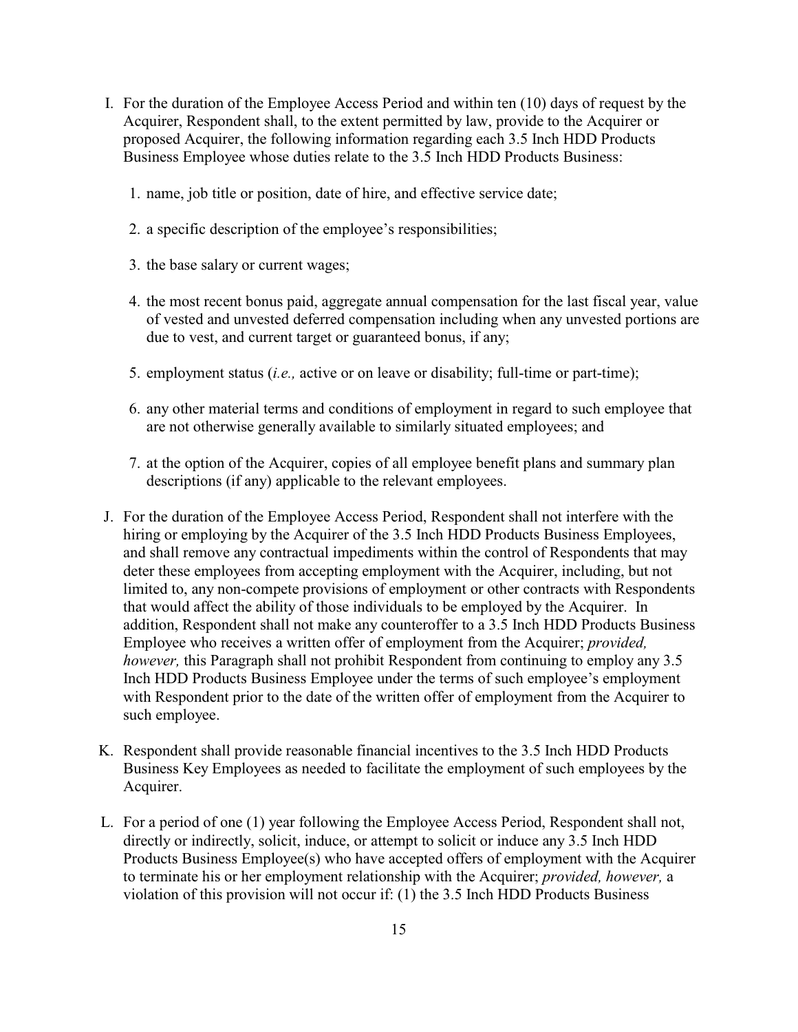I. For the duration of the Employee Access Period and within ten (10) days of request by the Acquirer, Respondent shall, to the extent permitted by law, provide to the Acquirer or proposed Acquirer, the following information regarding each 3.5 Inch HDD Products Business Employee whose duties relate to the 3.5 Inch HDD Products Business:

   1. name, job title or position, date of hire, and effective service date;

   2. a specific description of the employee's responsibilities;

   3. the base salary or current wages;

   4. the most recent bonus paid, aggregate annual compensation for the last fiscal year, value of vested and unvested deferred compensation including when any unvested portions are due to vest, and current target or guaranteed bonus, if any;

   5. employment status (*i.e.,* active or on leave or disability; full-time or part-time);

   6. any other material terms and conditions of employment in regard to such employee that are not otherwise generally available to similarly situated employees; and

   7. at the option of the Acquirer, copies of all employee benefit plans and summary plan descriptions (if any) applicable to the relevant employees.

J. For the duration of the Employee Access Period, Respondent shall not interfere with the hiring or employing by the Acquirer of the 3.5 Inch HDD Products Business Employees, and shall remove any contractual impediments within the control of Respondents that may deter these employees from accepting employment with the Acquirer, including, but not limited to, any non-compete provisions of employment or other contracts with Respondents that would affect the ability of those individuals to be employed by the Acquirer. In addition, Respondent shall not make any counteroffer to a 3.5 Inch HDD Products Business Employee who receives a written offer of employment from the Acquirer; *provided, however,* this Paragraph shall not prohibit Respondent from continuing to employ any 3.5 Inch HDD Products Business Employee under the terms of such employee's employment with Respondent prior to the date of the written offer of employment from the Acquirer to such employee.

K. Respondent shall provide reasonable financial incentives to the 3.5 Inch HDD Products Business Key Employees as needed to facilitate the employment of such employees by the Acquirer.

L. For a period of one (1) year following the Employee Access Period, Respondent shall not, directly or indirectly, solicit, induce, or attempt to solicit or induce any 3.5 Inch HDD Products Business Employee(s) who have accepted offers of employment with the Acquirer to terminate his or her employment relationship with the Acquirer; *provided, however,* a violation of this provision will not occur if: (1) the 3.5 Inch HDD Products Business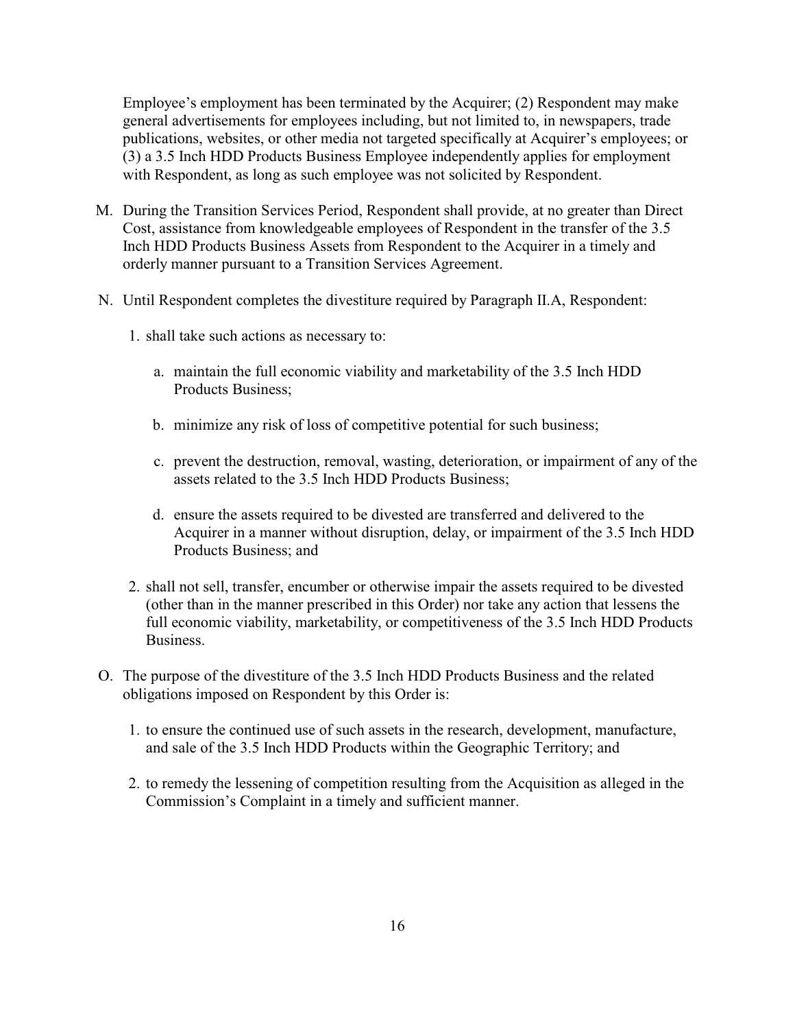Employee's employment has been terminated by the Acquirer; (2) Respondent may make general advertisements for employees including, but not limited to, in newspapers, trade publications, websites, or other media not targeted specifically at Acquirer's employees; or (3) a 3.5 Inch HDD Products Business Employee independently applies for employment with Respondent, as long as such employee was not solicited by Respondent.

M. During the Transition Services Period, Respondent shall provide, at no greater than Direct Cost, assistance from knowledgeable employees of Respondent in the transfer of the 3.5 Inch HDD Products Business Assets from Respondent to the Acquirer in a timely and orderly manner pursuant to a Transition Services Agreement.

N. Until Respondent completes the divestiture required by Paragraph II.A, Respondent:

   1. shall take such actions as necessary to:

      a. maintain the full economic viability and marketability of the 3.5 Inch HDD Products Business;

      b. minimize any risk of loss of competitive potential for such business;

      c. prevent the destruction, removal, wasting, deterioration, or impairment of any of the assets related to the 3.5 Inch HDD Products Business;

      d. ensure the assets required to be divested are transferred and delivered to the Acquirer in a manner without disruption, delay, or impairment of the 3.5 Inch HDD Products Business; and

   2. shall not sell, transfer, encumber or otherwise impair the assets required to be divested (other than in the manner prescribed in this Order) nor take any action that lessens the full economic viability, marketability, or competitiveness of the 3.5 Inch HDD Products Business.

O. The purpose of the divestiture of the 3.5 Inch HDD Products Business and the related obligations imposed on Respondent by this Order is:

   1. to ensure the continued use of such assets in the research, development, manufacture, and sale of the 3.5 Inch HDD Products within the Geographic Territory; and

   2. to remedy the lessening of competition resulting from the Acquisition as alleged in the Commission's Complaint in a timely and sufficient manner.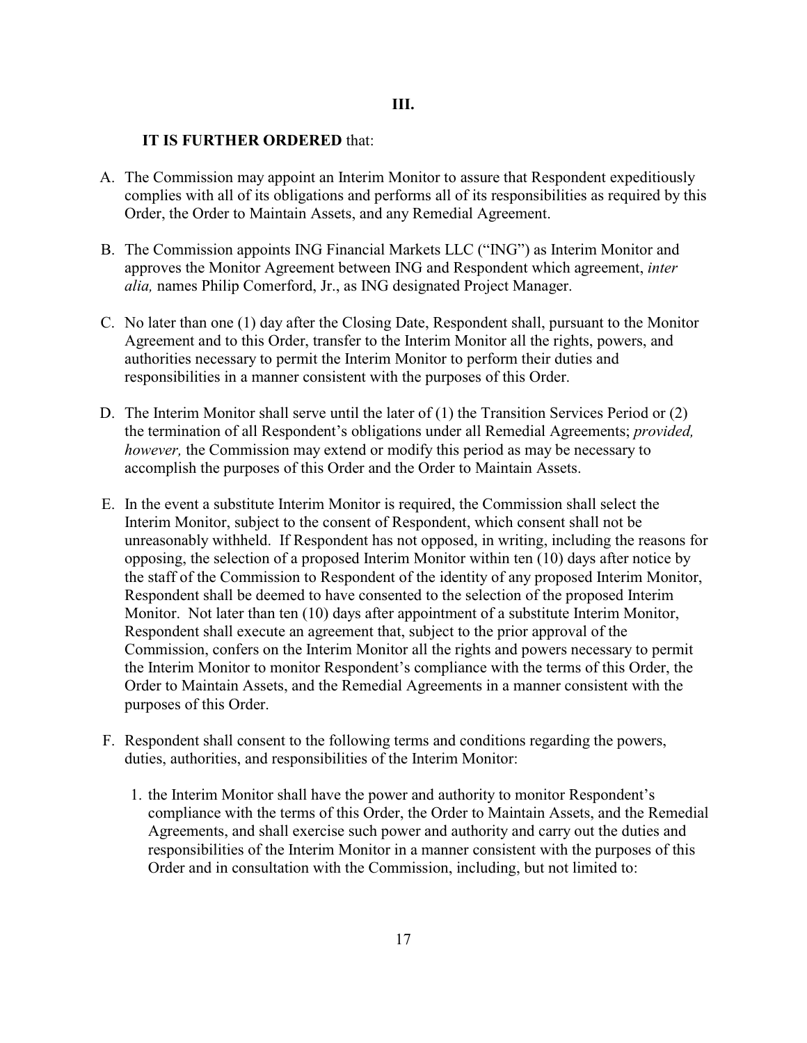### III.

**IT IS FURTHER ORDERED** that:

A. The Commission may appoint an Interim Monitor to assure that Respondent expeditiously complies with all of its obligations and performs all of its responsibilities as required by this Order, the Order to Maintain Assets, and any Remedial Agreement.

B. The Commission appoints ING Financial Markets LLC ("ING") as Interim Monitor and approves the Monitor Agreement between ING and Respondent which agreement, *inter alia,* names Philip Comerford, Jr., as ING designated Project Manager.

C. No later than one (1) day after the Closing Date, Respondent shall, pursuant to the Monitor Agreement and to this Order, transfer to the Interim Monitor all the rights, powers, and authorities necessary to permit the Interim Monitor to perform their duties and responsibilities in a manner consistent with the purposes of this Order.

D. The Interim Monitor shall serve until the later of (1) the Transition Services Period or (2) the termination of all Respondent's obligations under all Remedial Agreements; *provided, however,* the Commission may extend or modify this period as may be necessary to accomplish the purposes of this Order and the Order to Maintain Assets.

E. In the event a substitute Interim Monitor is required, the Commission shall select the Interim Monitor, subject to the consent of Respondent, which consent shall not be unreasonably withheld. If Respondent has not opposed, in writing, including the reasons for opposing, the selection of a proposed Interim Monitor within ten (10) days after notice by the staff of the Commission to Respondent of the identity of any proposed Interim Monitor, Respondent shall be deemed to have consented to the selection of the proposed Interim Monitor. Not later than ten (10) days after appointment of a substitute Interim Monitor, Respondent shall execute an agreement that, subject to the prior approval of the Commission, confers on the Interim Monitor all the rights and powers necessary to permit the Interim Monitor to monitor Respondent's compliance with the terms of this Order, the Order to Maintain Assets, and the Remedial Agreements in a manner consistent with the purposes of this Order.

F. Respondent shall consent to the following terms and conditions regarding the powers, duties, authorities, and responsibilities of the Interim Monitor:

   1. the Interim Monitor shall have the power and authority to monitor Respondent's compliance with the terms of this Order, the Order to Maintain Assets, and the Remedial Agreements, and shall exercise such power and authority and carry out the duties and responsibilities of the Interim Monitor in a manner consistent with the purposes of this Order and in consultation with the Commission, including, but not limited to: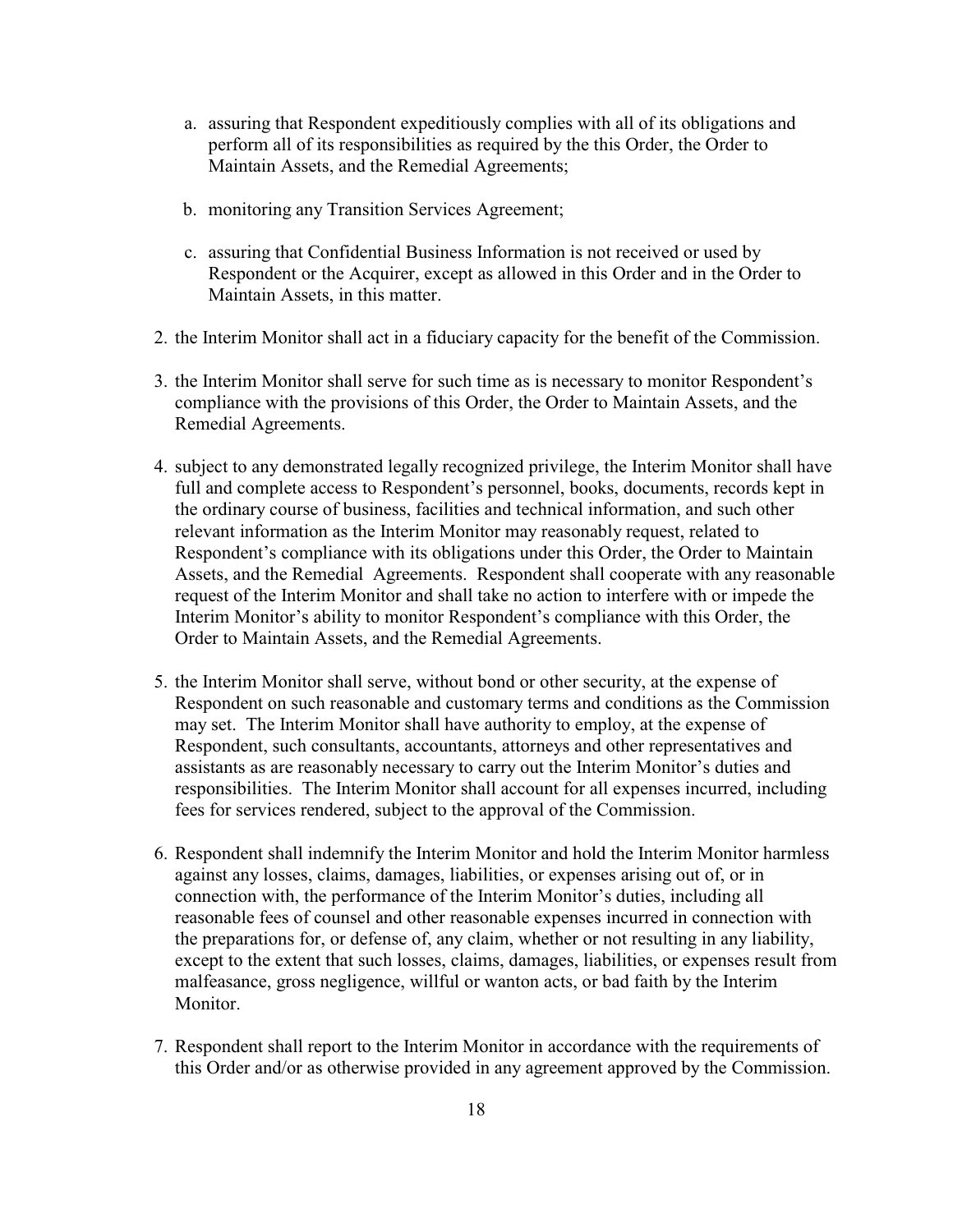a. assuring that Respondent expeditiously complies with all of its obligations and perform all of its responsibilities as required by the this Order, the Order to Maintain Assets, and the Remedial Agreements;

b. monitoring any Transition Services Agreement;

c. assuring that Confidential Business Information is not received or used by Respondent or the Acquirer, except as allowed in this Order and in the Order to Maintain Assets, in this matter.

2. the Interim Monitor shall act in a fiduciary capacity for the benefit of the Commission.

3. the Interim Monitor shall serve for such time as is necessary to monitor Respondent's compliance with the provisions of this Order, the Order to Maintain Assets, and the Remedial Agreements.

4. subject to any demonstrated legally recognized privilege, the Interim Monitor shall have full and complete access to Respondent's personnel, books, documents, records kept in the ordinary course of business, facilities and technical information, and such other relevant information as the Interim Monitor may reasonably request, related to Respondent's compliance with its obligations under this Order, the Order to Maintain Assets, and the Remedial Agreements. Respondent shall cooperate with any reasonable request of the Interim Monitor and shall take no action to interfere with or impede the Interim Monitor's ability to monitor Respondent's compliance with this Order, the Order to Maintain Assets, and the Remedial Agreements.

5. the Interim Monitor shall serve, without bond or other security, at the expense of Respondent on such reasonable and customary terms and conditions as the Commission may set. The Interim Monitor shall have authority to employ, at the expense of Respondent, such consultants, accountants, attorneys and other representatives and assistants as are reasonably necessary to carry out the Interim Monitor's duties and responsibilities. The Interim Monitor shall account for all expenses incurred, including fees for services rendered, subject to the approval of the Commission.

6. Respondent shall indemnify the Interim Monitor and hold the Interim Monitor harmless against any losses, claims, damages, liabilities, or expenses arising out of, or in connection with, the performance of the Interim Monitor's duties, including all reasonable fees of counsel and other reasonable expenses incurred in connection with the preparations for, or defense of, any claim, whether or not resulting in any liability, except to the extent that such losses, claims, damages, liabilities, or expenses result from malfeasance, gross negligence, willful or wanton acts, or bad faith by the Interim Monitor.

7. Respondent shall report to the Interim Monitor in accordance with the requirements of this Order and/or as otherwise provided in any agreement approved by the Commission.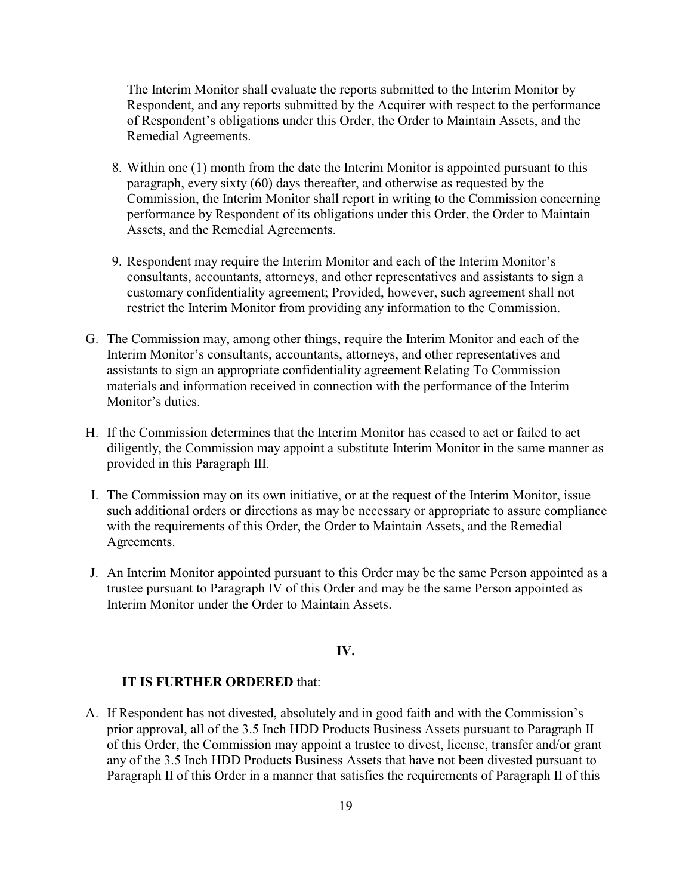The Interim Monitor shall evaluate the reports submitted to the Interim Monitor by Respondent, and any reports submitted by the Acquirer with respect to the performance of Respondent's obligations under this Order, the Order to Maintain Assets, and the Remedial Agreements.

8. Within one (1) month from the date the Interim Monitor is appointed pursuant to this paragraph, every sixty (60) days thereafter, and otherwise as requested by the Commission, the Interim Monitor shall report in writing to the Commission concerning performance by Respondent of its obligations under this Order, the Order to Maintain Assets, and the Remedial Agreements.

9. Respondent may require the Interim Monitor and each of the Interim Monitor's consultants, accountants, attorneys, and other representatives and assistants to sign a customary confidentiality agreement; Provided, however, such agreement shall not restrict the Interim Monitor from providing any information to the Commission.

G. The Commission may, among other things, require the Interim Monitor and each of the Interim Monitor's consultants, accountants, attorneys, and other representatives and assistants to sign an appropriate confidentiality agreement Relating To Commission materials and information received in connection with the performance of the Interim Monitor's duties.

H. If the Commission determines that the Interim Monitor has ceased to act or failed to act diligently, the Commission may appoint a substitute Interim Monitor in the same manner as provided in this Paragraph III.

I. The Commission may on its own initiative, or at the request of the Interim Monitor, issue such additional orders or directions as may be necessary or appropriate to assure compliance with the requirements of this Order, the Order to Maintain Assets, and the Remedial Agreements.

J. An Interim Monitor appointed pursuant to this Order may be the same Person appointed as a trustee pursuant to Paragraph IV of this Order and may be the same Person appointed as Interim Monitor under the Order to Maintain Assets.

## IV.

**IT IS FURTHER ORDERED** that:

A. If Respondent has not divested, absolutely and in good faith and with the Commission's prior approval, all of the 3.5 Inch HDD Products Business Assets pursuant to Paragraph II of this Order, the Commission may appoint a trustee to divest, license, transfer and/or grant any of the 3.5 Inch HDD Products Business Assets that have not been divested pursuant to Paragraph II of this Order in a manner that satisfies the requirements of Paragraph II of this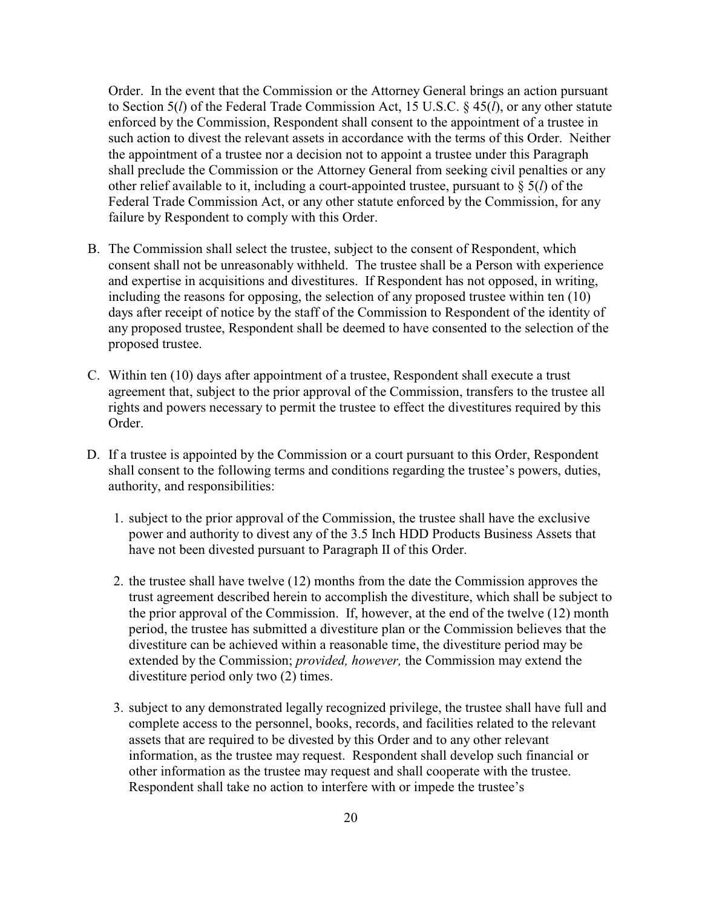Order. In the event that the Commission or the Attorney General brings an action pursuant to Section 5(*l*) of the Federal Trade Commission Act, 15 U.S.C. § 45(*l*), or any other statute enforced by the Commission, Respondent shall consent to the appointment of a trustee in such action to divest the relevant assets in accordance with the terms of this Order. Neither the appointment of a trustee nor a decision not to appoint a trustee under this Paragraph shall preclude the Commission or the Attorney General from seeking civil penalties or any other relief available to it, including a court-appointed trustee, pursuant to § 5(*l*) of the Federal Trade Commission Act, or any other statute enforced by the Commission, for any failure by Respondent to comply with this Order.

B. The Commission shall select the trustee, subject to the consent of Respondent, which consent shall not be unreasonably withheld. The trustee shall be a Person with experience and expertise in acquisitions and divestitures. If Respondent has not opposed, in writing, including the reasons for opposing, the selection of any proposed trustee within ten (10) days after receipt of notice by the staff of the Commission to Respondent of the identity of any proposed trustee, Respondent shall be deemed to have consented to the selection of the proposed trustee.

C. Within ten (10) days after appointment of a trustee, Respondent shall execute a trust agreement that, subject to the prior approval of the Commission, transfers to the trustee all rights and powers necessary to permit the trustee to effect the divestitures required by this Order.

D. If a trustee is appointed by the Commission or a court pursuant to this Order, Respondent shall consent to the following terms and conditions regarding the trustee's powers, duties, authority, and responsibilities:

   1. subject to the prior approval of the Commission, the trustee shall have the exclusive power and authority to divest any of the 3.5 Inch HDD Products Business Assets that have not been divested pursuant to Paragraph II of this Order.

   2. the trustee shall have twelve (12) months from the date the Commission approves the trust agreement described herein to accomplish the divestiture, which shall be subject to the prior approval of the Commission. If, however, at the end of the twelve (12) month period, the trustee has submitted a divestiture plan or the Commission believes that the divestiture can be achieved within a reasonable time, the divestiture period may be extended by the Commission; *provided, however,* the Commission may extend the divestiture period only two (2) times.

   3. subject to any demonstrated legally recognized privilege, the trustee shall have full and complete access to the personnel, books, records, and facilities related to the relevant assets that are required to be divested by this Order and to any other relevant information, as the trustee may request. Respondent shall develop such financial or other information as the trustee may request and shall cooperate with the trustee. Respondent shall take no action to interfere with or impede the trustee's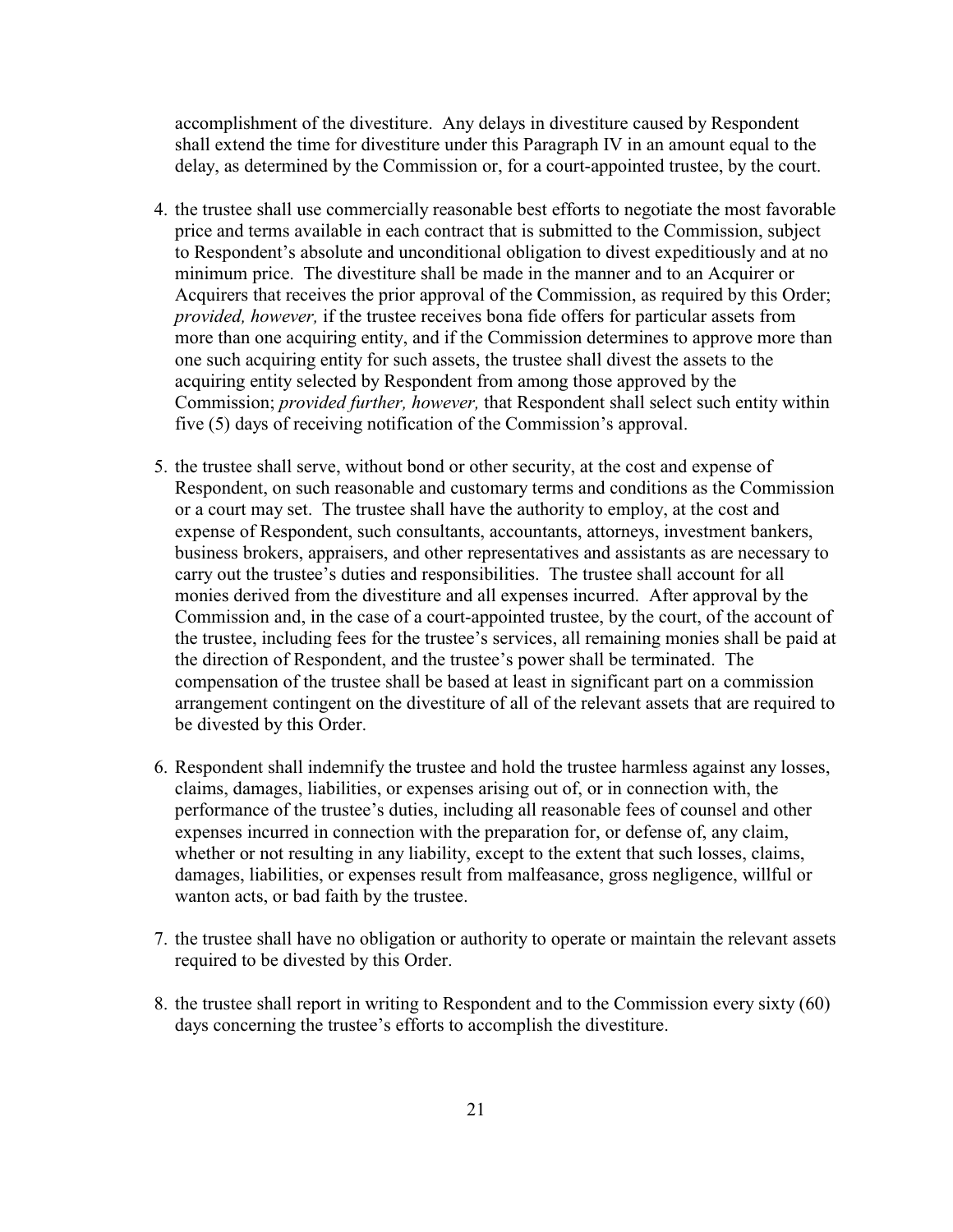accomplishment of the divestiture. Any delays in divestiture caused by Respondent shall extend the time for divestiture under this Paragraph IV in an amount equal to the delay, as determined by the Commission or, for a court-appointed trustee, by the court.

4. the trustee shall use commercially reasonable best efforts to negotiate the most favorable price and terms available in each contract that is submitted to the Commission, subject to Respondent's absolute and unconditional obligation to divest expeditiously and at no minimum price. The divestiture shall be made in the manner and to an Acquirer or Acquirers that receives the prior approval of the Commission, as required by this Order; *provided, however,* if the trustee receives bona fide offers for particular assets from more than one acquiring entity, and if the Commission determines to approve more than one such acquiring entity for such assets, the trustee shall divest the assets to the acquiring entity selected by Respondent from among those approved by the Commission; *provided further, however,* that Respondent shall select such entity within five (5) days of receiving notification of the Commission's approval.

5. the trustee shall serve, without bond or other security, at the cost and expense of Respondent, on such reasonable and customary terms and conditions as the Commission or a court may set. The trustee shall have the authority to employ, at the cost and expense of Respondent, such consultants, accountants, attorneys, investment bankers, business brokers, appraisers, and other representatives and assistants as are necessary to carry out the trustee's duties and responsibilities. The trustee shall account for all monies derived from the divestiture and all expenses incurred. After approval by the Commission and, in the case of a court-appointed trustee, by the court, of the account of the trustee, including fees for the trustee's services, all remaining monies shall be paid at the direction of Respondent, and the trustee's power shall be terminated. The compensation of the trustee shall be based at least in significant part on a commission arrangement contingent on the divestiture of all of the relevant assets that are required to be divested by this Order.

6. Respondent shall indemnify the trustee and hold the trustee harmless against any losses, claims, damages, liabilities, or expenses arising out of, or in connection with, the performance of the trustee's duties, including all reasonable fees of counsel and other expenses incurred in connection with the preparation for, or defense of, any claim, whether or not resulting in any liability, except to the extent that such losses, claims, damages, liabilities, or expenses result from malfeasance, gross negligence, willful or wanton acts, or bad faith by the trustee.

7. the trustee shall have no obligation or authority to operate or maintain the relevant assets required to be divested by this Order.

8. the trustee shall report in writing to Respondent and to the Commission every sixty (60) days concerning the trustee's efforts to accomplish the divestiture.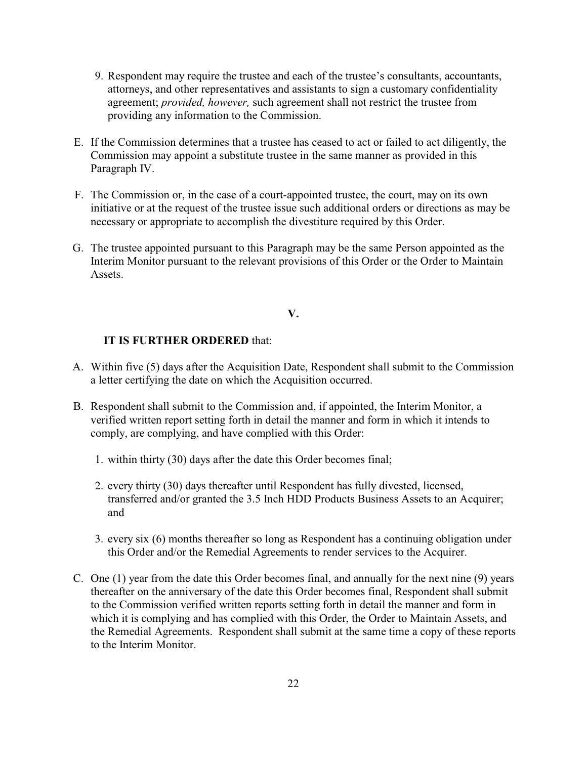9. Respondent may require the trustee and each of the trustee's consultants, accountants, attorneys, and other representatives and assistants to sign a customary confidentiality agreement; *provided, however,* such agreement shall not restrict the trustee from providing any information to the Commission.

E. If the Commission determines that a trustee has ceased to act or failed to act diligently, the Commission may appoint a substitute trustee in the same manner as provided in this Paragraph IV.

F. The Commission or, in the case of a court-appointed trustee, the court, may on its own initiative or at the request of the trustee issue such additional orders or directions as may be necessary or appropriate to accomplish the divestiture required by this Order.

G. The trustee appointed pursuant to this Paragraph may be the same Person appointed as the Interim Monitor pursuant to the relevant provisions of this Order or the Order to Maintain Assets.

## V.

**IT IS FURTHER ORDERED** that:

A. Within five (5) days after the Acquisition Date, Respondent shall submit to the Commission a letter certifying the date on which the Acquisition occurred.

B. Respondent shall submit to the Commission and, if appointed, the Interim Monitor, a verified written report setting forth in detail the manner and form in which it intends to comply, are complying, and have complied with this Order:

1. within thirty (30) days after the date this Order becomes final;

2. every thirty (30) days thereafter until Respondent has fully divested, licensed, transferred and/or granted the 3.5 Inch HDD Products Business Assets to an Acquirer; and

3. every six (6) months thereafter so long as Respondent has a continuing obligation under this Order and/or the Remedial Agreements to render services to the Acquirer.

C. One (1) year from the date this Order becomes final, and annually for the next nine (9) years thereafter on the anniversary of the date this Order becomes final, Respondent shall submit to the Commission verified written reports setting forth in detail the manner and form in which it is complying and has complied with this Order, the Order to Maintain Assets, and the Remedial Agreements. Respondent shall submit at the same time a copy of these reports to the Interim Monitor.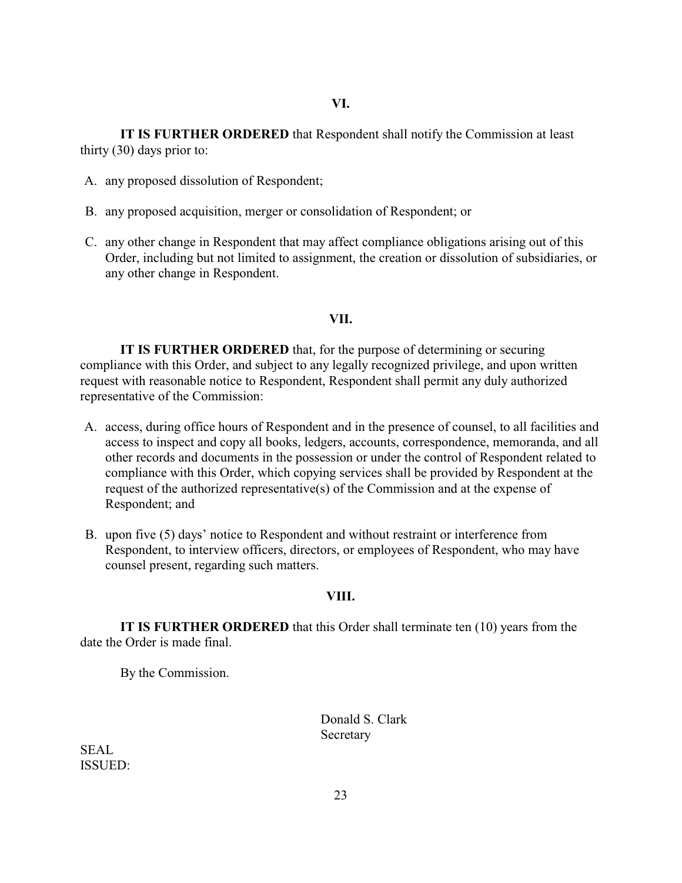## VI.

**IT IS FURTHER ORDERED** that Respondent shall notify the Commission at least thirty (30) days prior to:

A. any proposed dissolution of Respondent;

B. any proposed acquisition, merger or consolidation of Respondent; or

C. any other change in Respondent that may affect compliance obligations arising out of this Order, including but not limited to assignment, the creation or dissolution of subsidiaries, or any other change in Respondent.

## VII.

**IT IS FURTHER ORDERED** that, for the purpose of determining or securing compliance with this Order, and subject to any legally recognized privilege, and upon written request with reasonable notice to Respondent, Respondent shall permit any duly authorized representative of the Commission:

A. access, during office hours of Respondent and in the presence of counsel, to all facilities and access to inspect and copy all books, ledgers, accounts, correspondence, memoranda, and all other records and documents in the possession or under the control of Respondent related to compliance with this Order, which copying services shall be provided by Respondent at the request of the authorized representative(s) of the Commission and at the expense of Respondent; and

B. upon five (5) days' notice to Respondent and without restraint or interference from Respondent, to interview officers, directors, or employees of Respondent, who may have counsel present, regarding such matters.

## VIII.

**IT IS FURTHER ORDERED** that this Order shall terminate ten (10) years from the date the Order is made final.

By the Commission.

Donald S. Clark
Secretary

SEAL
ISSUED: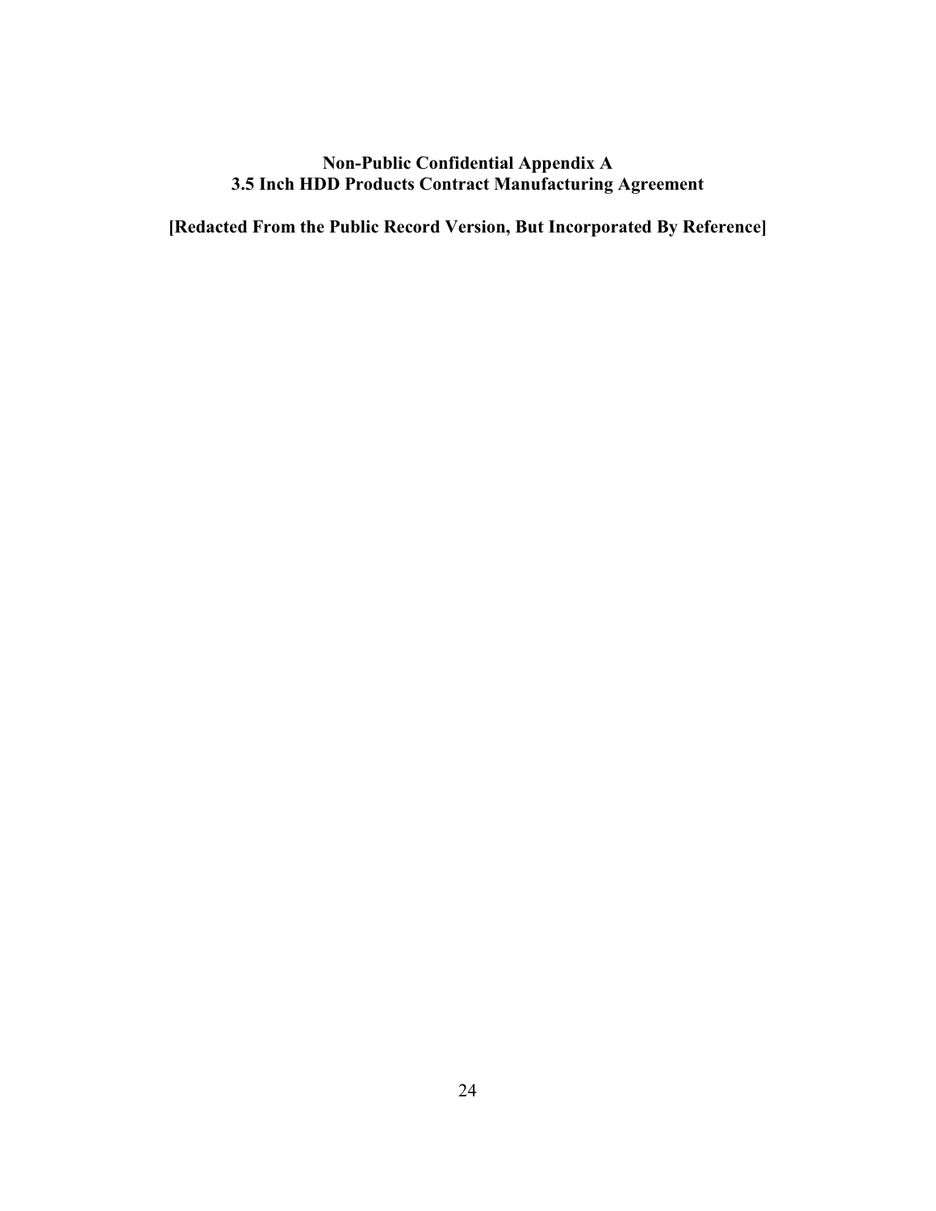**Non-Public Confidential Appendix A**
**3.5 Inch HDD Products Contract Manufacturing Agreement**

**[Redacted From the Public Record Version, But Incorporated By Reference]**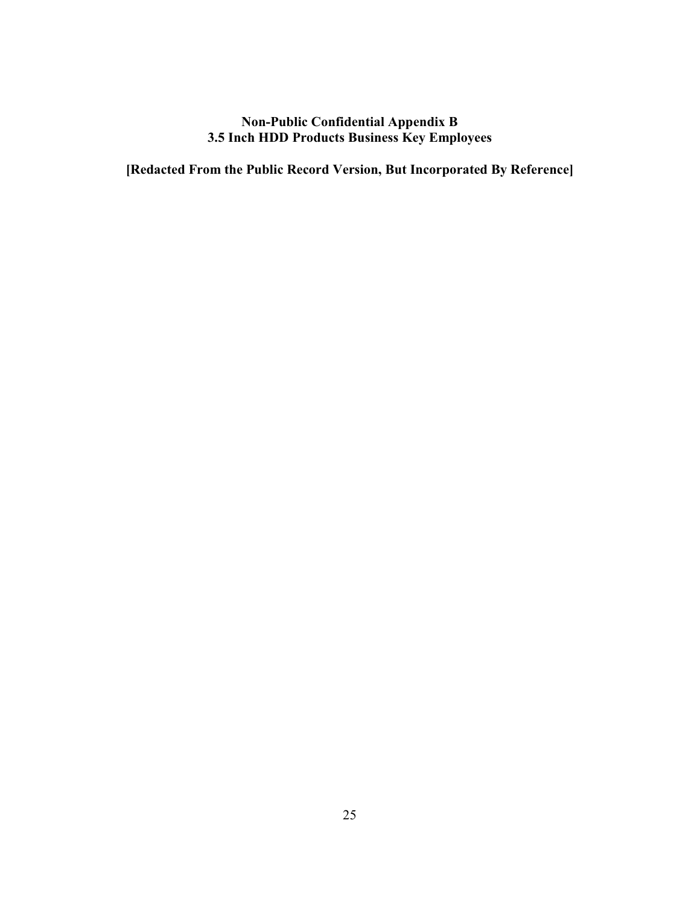**Non-Public Confidential Appendix B**
**3.5 Inch HDD Products Business Key Employees**

**[Redacted From the Public Record Version, But Incorporated By Reference]**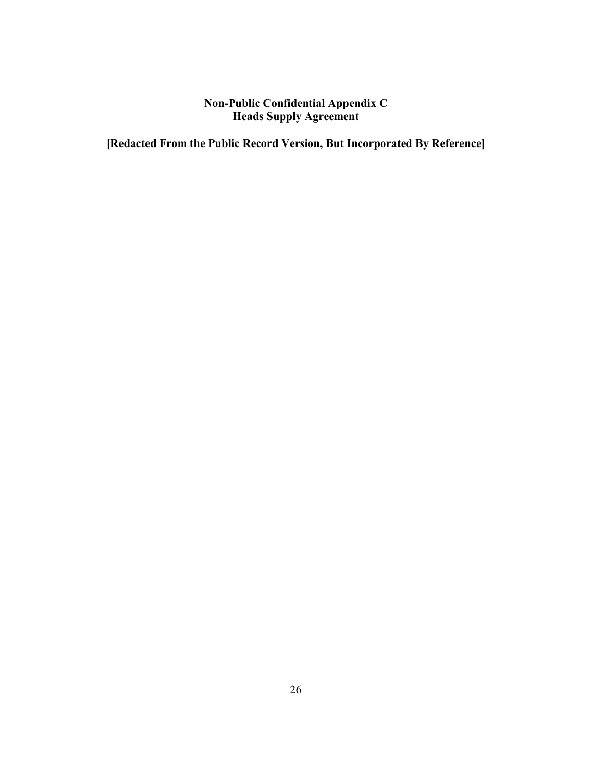**Non-Public Confidential Appendix C**
**Heads Supply Agreement**

**[Redacted From the Public Record Version, But Incorporated By Reference]**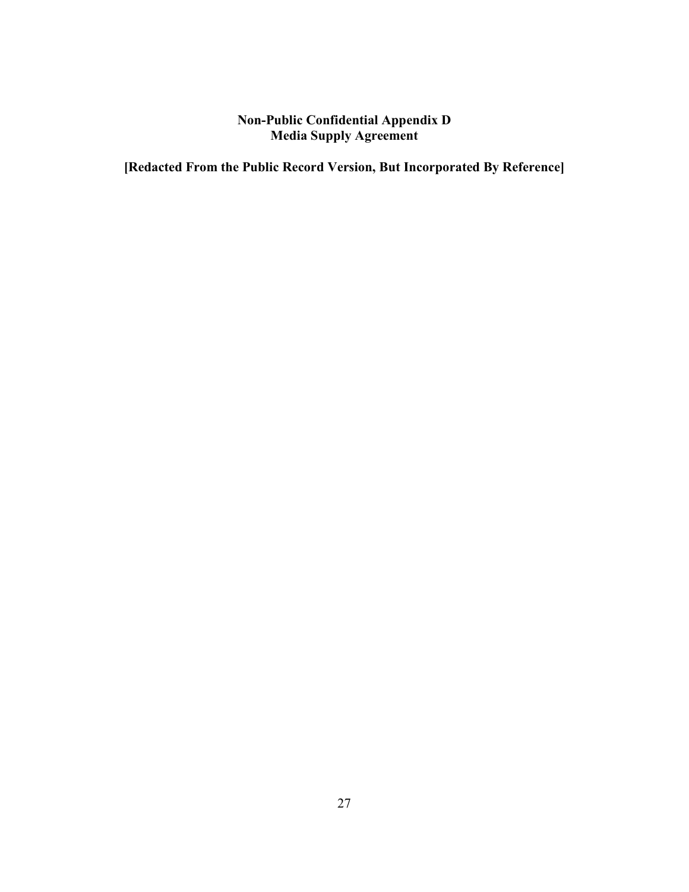**Non-Public Confidential Appendix D**
**Media Supply Agreement**

**[Redacted From the Public Record Version, But Incorporated By Reference]**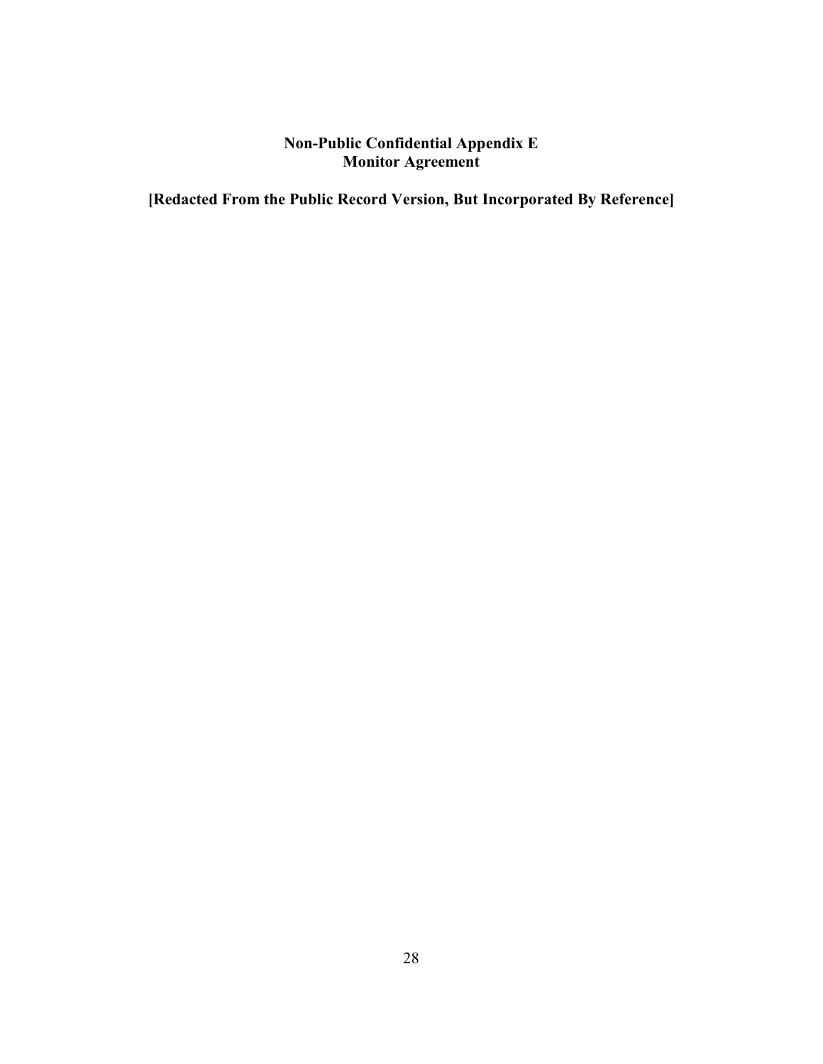**Non-Public Confidential Appendix E**
**Monitor Agreement**

**[Redacted From the Public Record Version, But Incorporated By Reference]**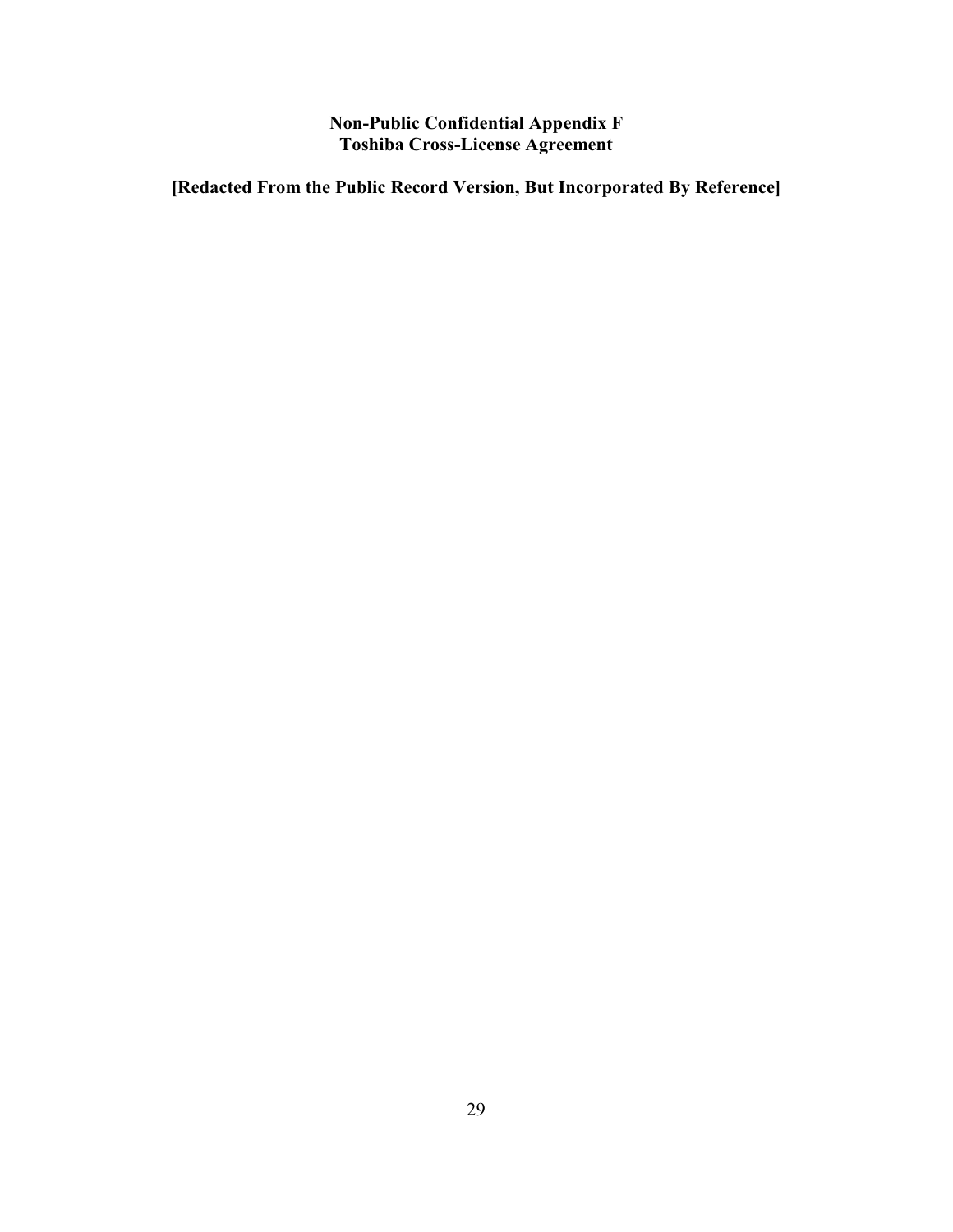**Non-Public Confidential Appendix F**
**Toshiba Cross-License Agreement**

**[Redacted From the Public Record Version, But Incorporated By Reference]**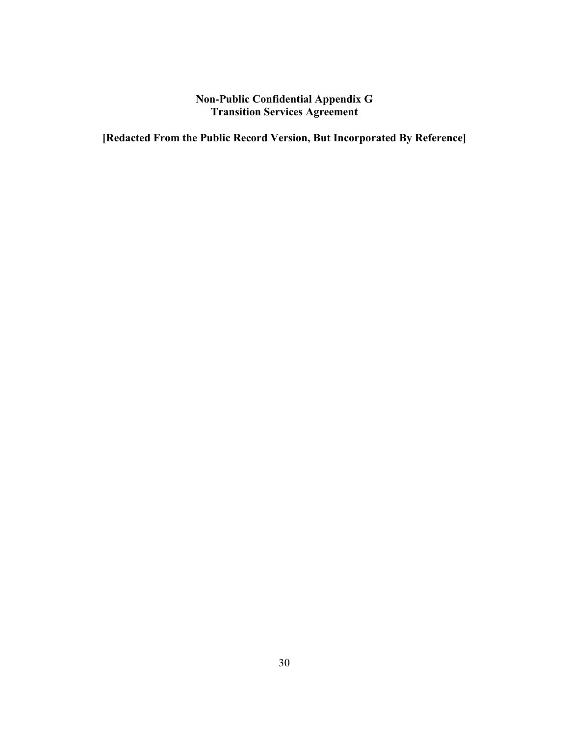# Non-Public Confidential Appendix G
# Transition Services Agreement

**[Redacted From the Public Record Version, But Incorporated By Reference]**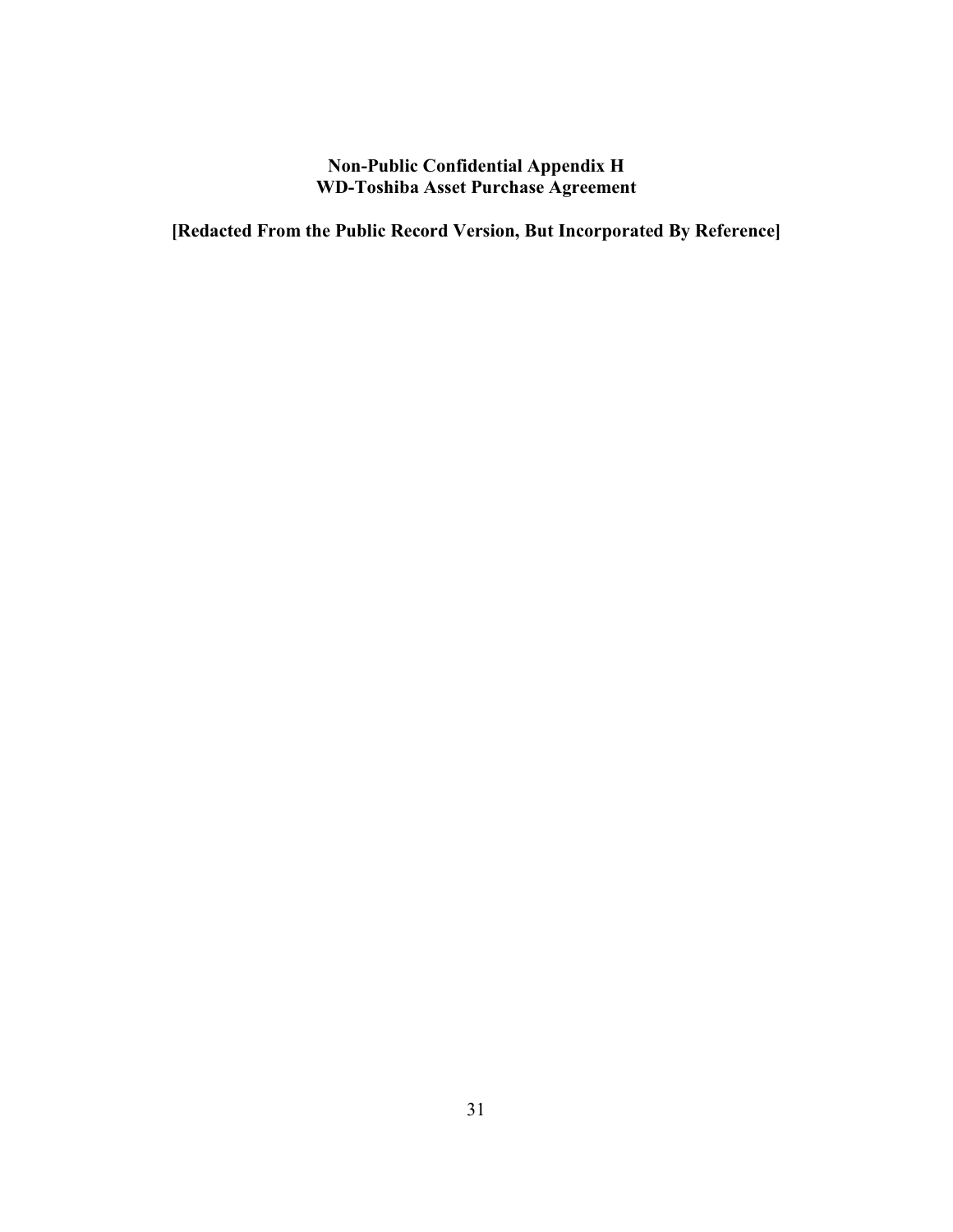**Non-Public Confidential Appendix H**
**WD-Toshiba Asset Purchase Agreement**

**[Redacted From the Public Record Version, But Incorporated By Reference]**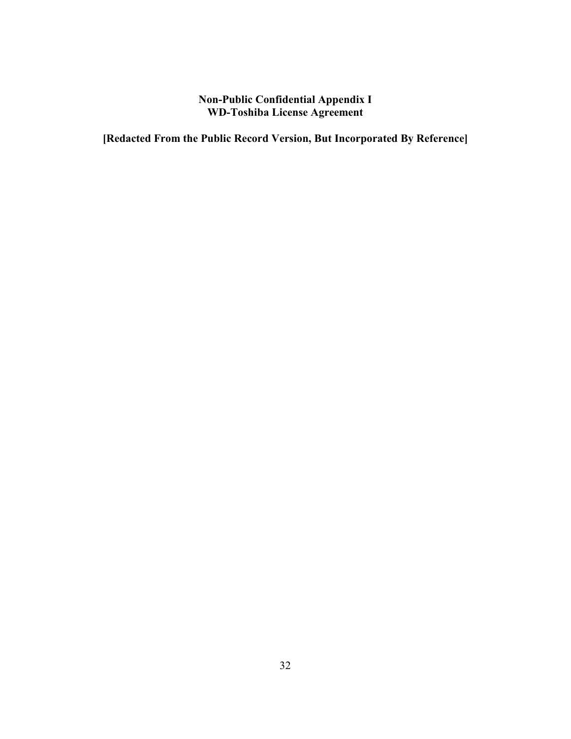**Non-Public Confidential Appendix I**
**WD-Toshiba License Agreement**

**[Redacted From the Public Record Version, But Incorporated By Reference]**